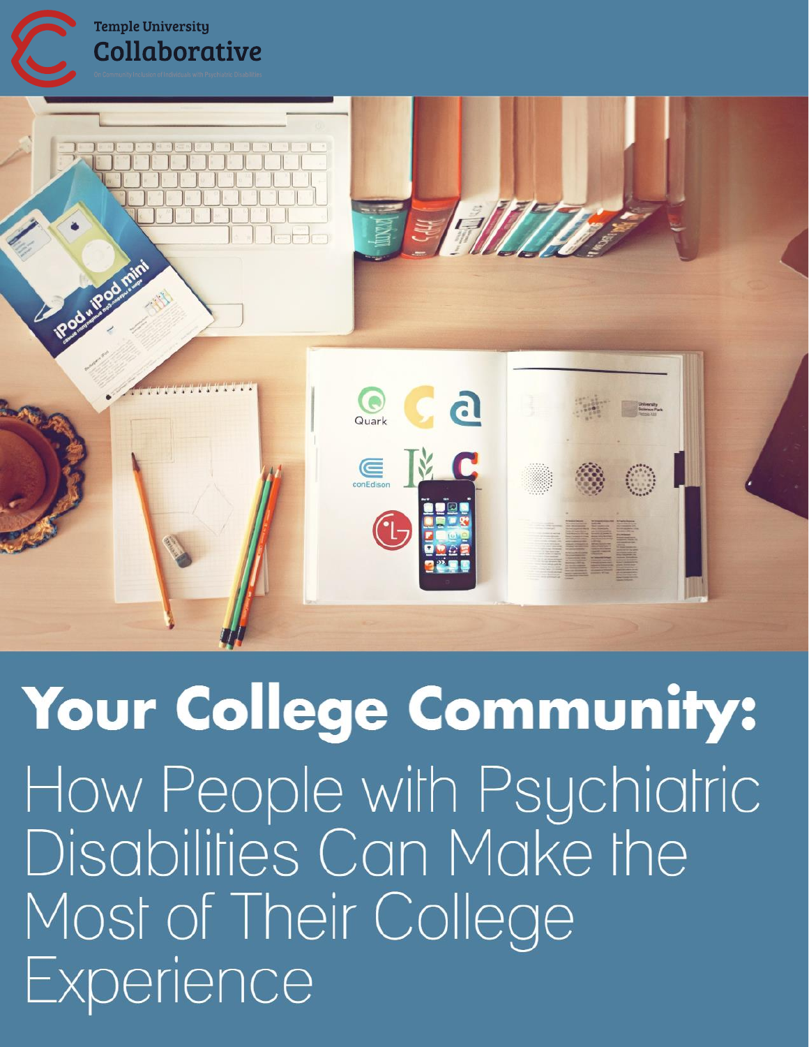Temple University

Collaborative

On Community Inclusion of Individuals with Psychiatric Disabilities

# Your College Community:

## How People with Psychiatric Disabilities Can Make the Most of Their College Experience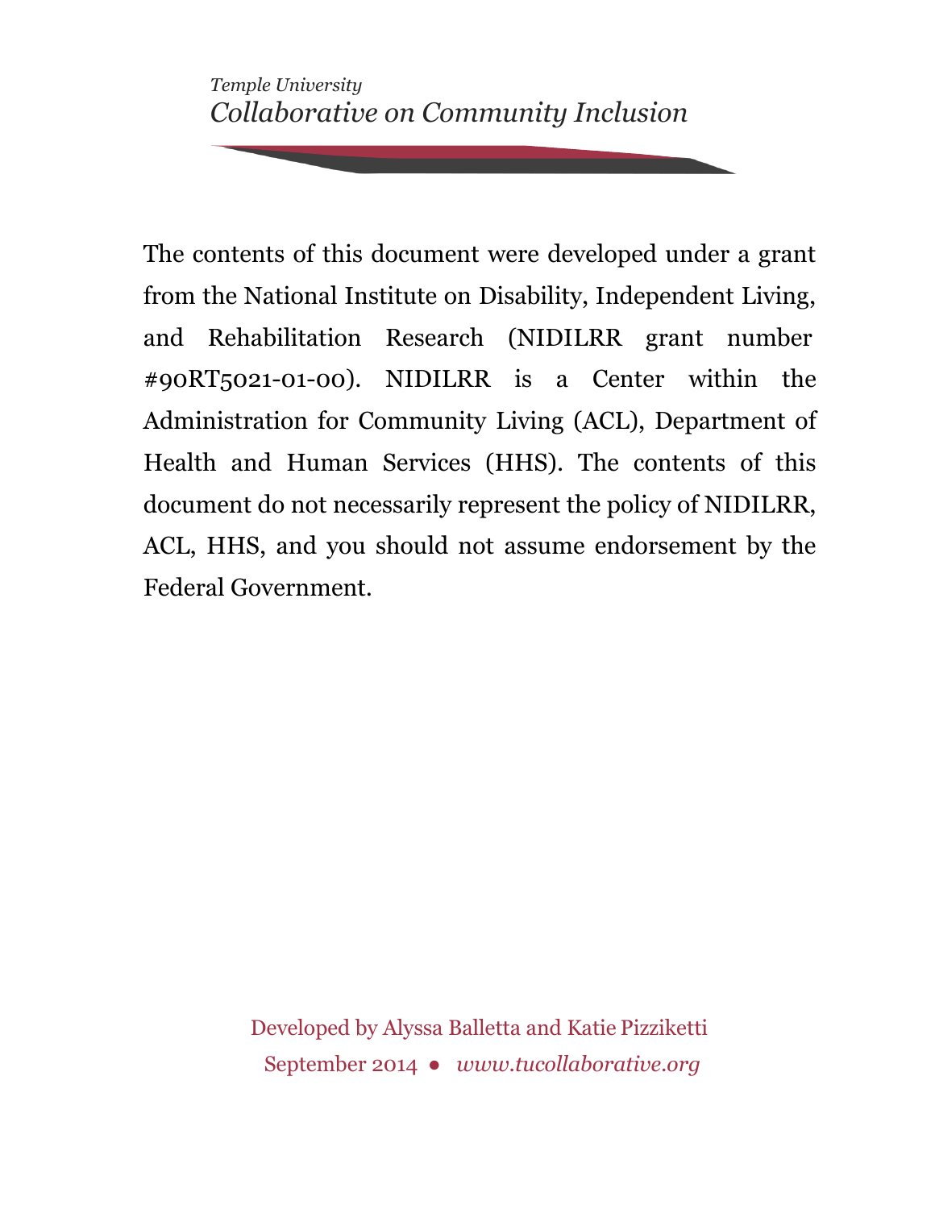*Temple University*
*Collaborative on Community Inclusion*

The contents of this document were developed under a grant from the National Institute on Disability, Independent Living, and Rehabilitation Research (NIDILRR grant number #90RT5021-01-00). NIDILRR is a Center within the Administration for Community Living (ACL), Department of Health and Human Services (HHS). The contents of this document do not necessarily represent the policy of NIDILRR, ACL, HHS, and you should not assume endorsement by the Federal Government.

Developed by Alyssa Balletta and Katie Pizziketti
September 2014 ● *www.tucollaborative.org*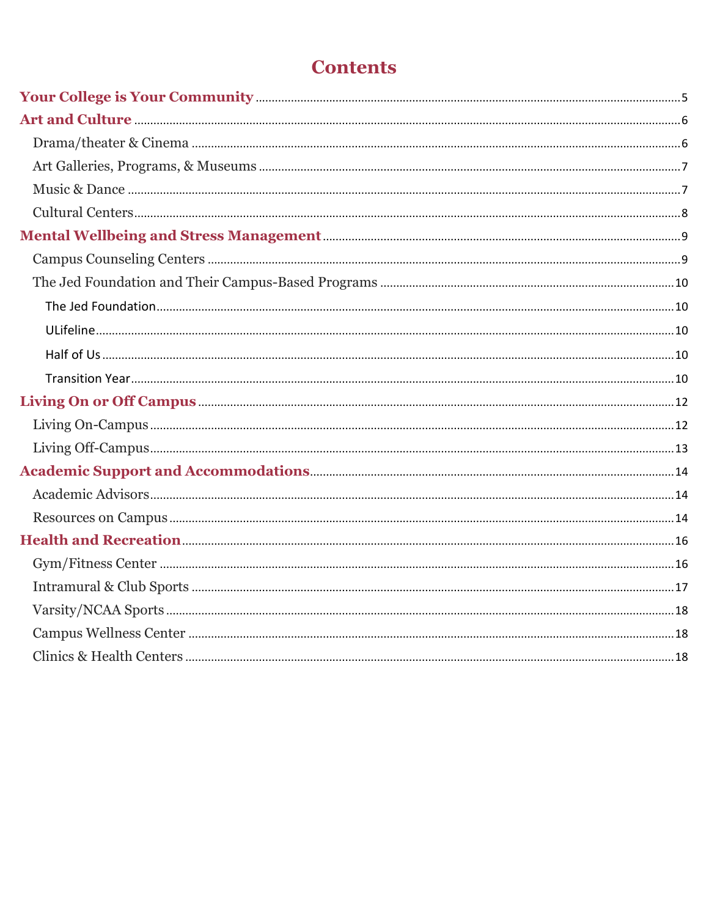# Contents

**Your College is Your Community** ..... 5

**Art and Culture** ..... 6

- Drama/theater & Cinema ..... 6
- Art Galleries, Programs, & Museums ..... 7
- Music & Dance ..... 7
- Cultural Centers ..... 8

**Mental Wellbeing and Stress Management** ..... 9

- Campus Counseling Centers ..... 9
- The Jed Foundation and Their Campus-Based Programs ..... 10
  - The Jed Foundation ..... 10
  - ULifeline ..... 10
  - Half of Us ..... 10
  - Transition Year ..... 10

**Living On or Off Campus** ..... 12

- Living On-Campus ..... 12
- Living Off-Campus ..... 13

**Academic Support and Accommodations** ..... 14

- Academic Advisors ..... 14
- Resources on Campus ..... 14

**Health and Recreation** ..... 16

- Gym/Fitness Center ..... 16
- Intramural & Club Sports ..... 17
- Varsity/NCAA Sports ..... 18
- Campus Wellness Center ..... 18
- Clinics & Health Centers ..... 18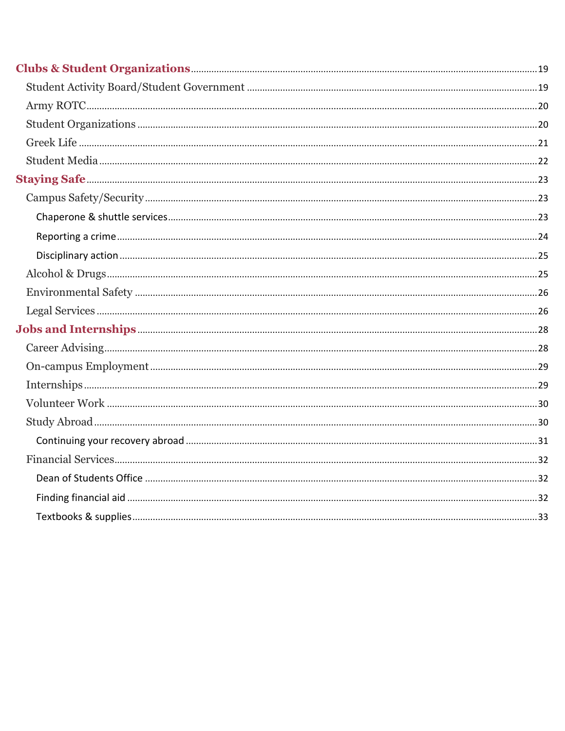Clubs & Student Organizations ............ 19

- Student Activity Board/Student Government ............ 19
- Army ROTC ............ 20
- Student Organizations ............ 20
- Greek Life ............ 21
- Student Media ............ 22

Staying Safe ............ 23

- Campus Safety/Security ............ 23
  - Chaperone & shuttle services ............ 23
  - Reporting a crime ............ 24
  - Disciplinary action ............ 25
- Alcohol & Drugs ............ 25
- Environmental Safety ............ 26
- Legal Services ............ 26

Jobs and Internships ............ 28

- Career Advising ............ 28
- On-campus Employment ............ 29
- Internships ............ 29
- Volunteer Work ............ 30
- Study Abroad ............ 30
  - Continuing your recovery abroad ............ 31
- Financial Services ............ 32
  - Dean of Students Office ............ 32
  - Finding financial aid ............ 32
  - Textbooks & supplies ............ 33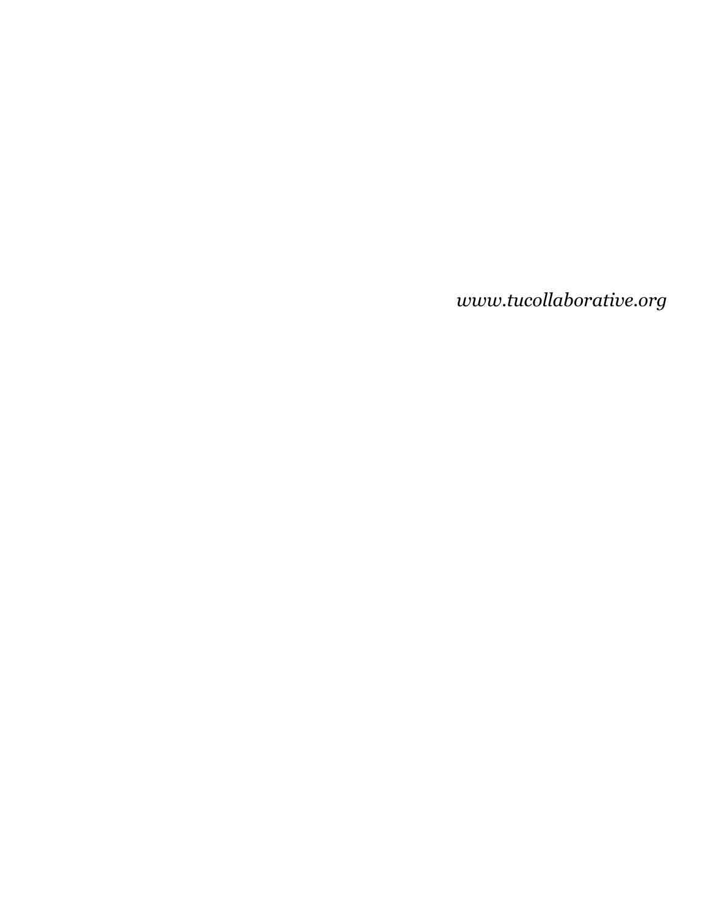*www.tucollaborative.org*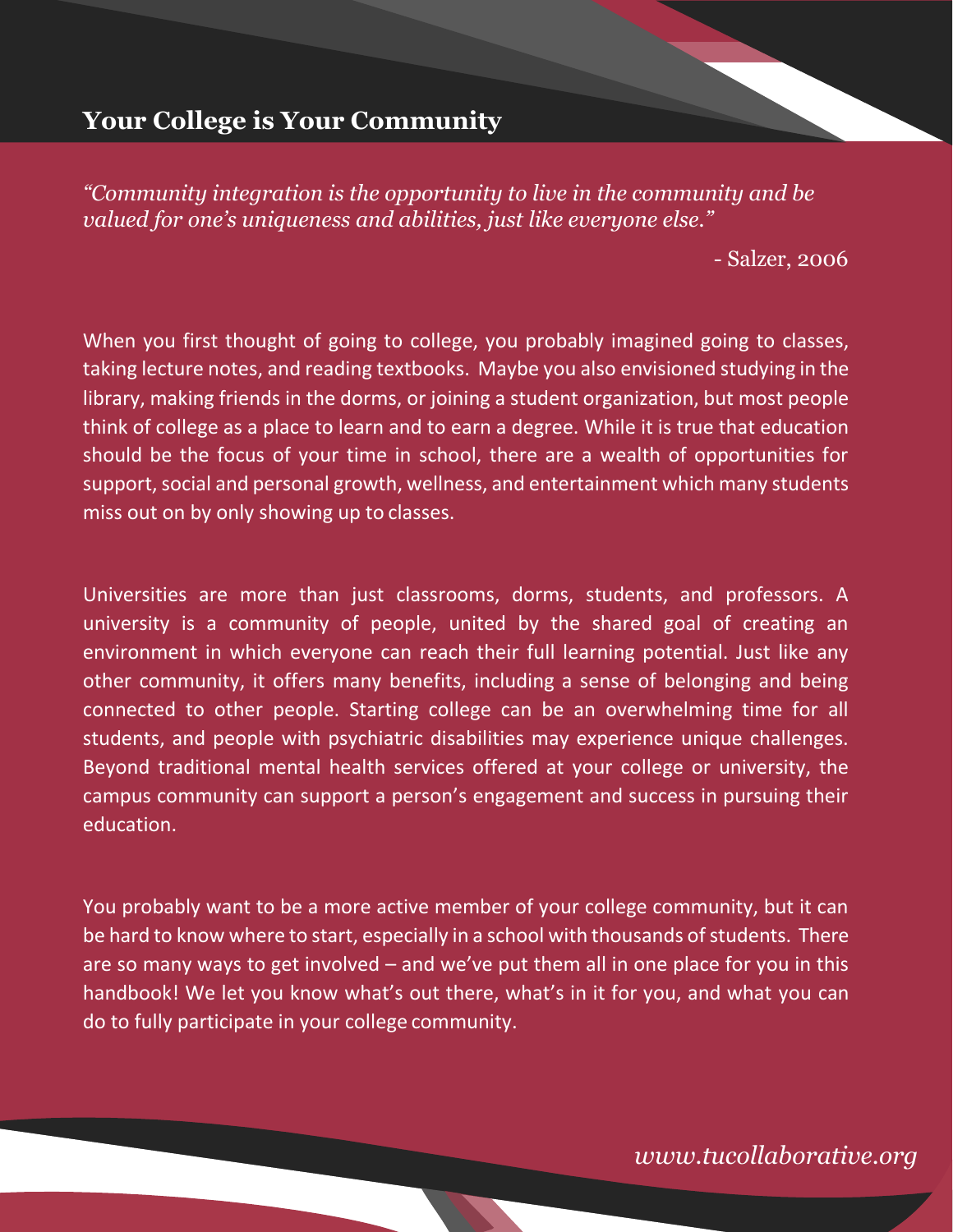## Your College is Your Community

*"Community integration is the opportunity to live in the community and be valued for one's uniqueness and abilities, just like everyone else."*

- Salzer, 2006

When you first thought of going to college, you probably imagined going to classes, taking lecture notes, and reading textbooks. Maybe you also envisioned studying in the library, making friends in the dorms, or joining a student organization, but most people think of college as a place to learn and to earn a degree. While it is true that education should be the focus of your time in school, there are a wealth of opportunities for support, social and personal growth, wellness, and entertainment which many students miss out on by only showing up to classes.

Universities are more than just classrooms, dorms, students, and professors. A university is a community of people, united by the shared goal of creating an environment in which everyone can reach their full learning potential. Just like any other community, it offers many benefits, including a sense of belonging and being connected to other people. Starting college can be an overwhelming time for all students, and people with psychiatric disabilities may experience unique challenges. Beyond traditional mental health services offered at your college or university, the campus community can support a person's engagement and success in pursuing their education.

You probably want to be a more active member of your college community, but it can be hard to know where to start, especially in a school with thousands of students. There are so many ways to get involved – and we've put them all in one place for you in this handbook! We let you know what's out there, what's in it for you, and what you can do to fully participate in your college community.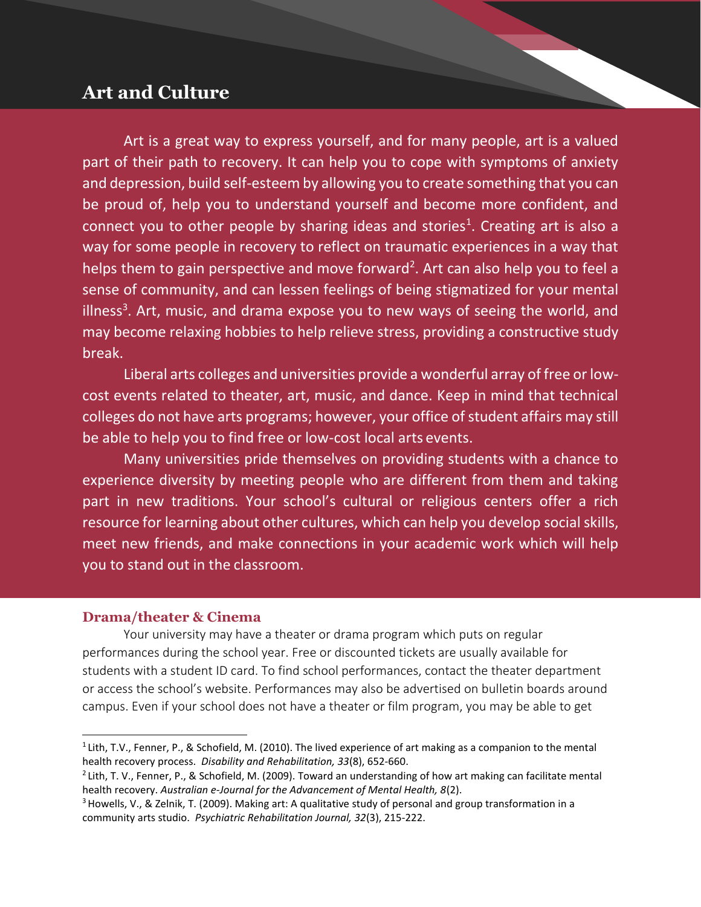# Art and Culture

Art is a great way to express yourself, and for many people, art is a valued part of their path to recovery. It can help you to cope with symptoms of anxiety and depression, build self-esteem by allowing you to create something that you can be proud of, help you to understand yourself and become more confident, and connect you to other people by sharing ideas and stories[1]. Creating art is also a way for some people in recovery to reflect on traumatic experiences in a way that helps them to gain perspective and move forward[2]. Art can also help you to feel a sense of community, and can lessen feelings of being stigmatized for your mental illness[3]. Art, music, and drama expose you to new ways of seeing the world, and may become relaxing hobbies to help relieve stress, providing a constructive study break.

Liberal arts colleges and universities provide a wonderful array of free or low-cost events related to theater, art, music, and dance. Keep in mind that technical colleges do not have arts programs; however, your office of student affairs may still be able to help you to find free or low-cost local arts events.

Many universities pride themselves on providing students with a chance to experience diversity by meeting people who are different from them and taking part in new traditions. Your school's cultural or religious centers offer a rich resource for learning about other cultures, which can help you develop social skills, meet new friends, and make connections in your academic work which will help you to stand out in the classroom.

## Drama/theater & Cinema

Your university may have a theater or drama program which puts on regular performances during the school year. Free or discounted tickets are usually available for students with a student ID card. To find school performances, contact the theater department or access the school's website. Performances may also be advertised on bulletin boards around campus. Even if your school does not have a theater or film program, you may be able to get

---

[1] Lith, T.V., Fenner, P., & Schofield, M. (2010). The lived experience of art making as a companion to the mental health recovery process. *Disability and Rehabilitation, 33*(8), 652-660.

[2] Lith, T. V., Fenner, P., & Schofield, M. (2009). Toward an understanding of how art making can facilitate mental health recovery. *Australian e-Journal for the Advancement of Mental Health, 8*(2).

[3] Howells, V., & Zelnik, T. (2009). Making art: A qualitative study of personal and group transformation in a community arts studio. *Psychiatric Rehabilitation Journal, 32*(3), 215-222.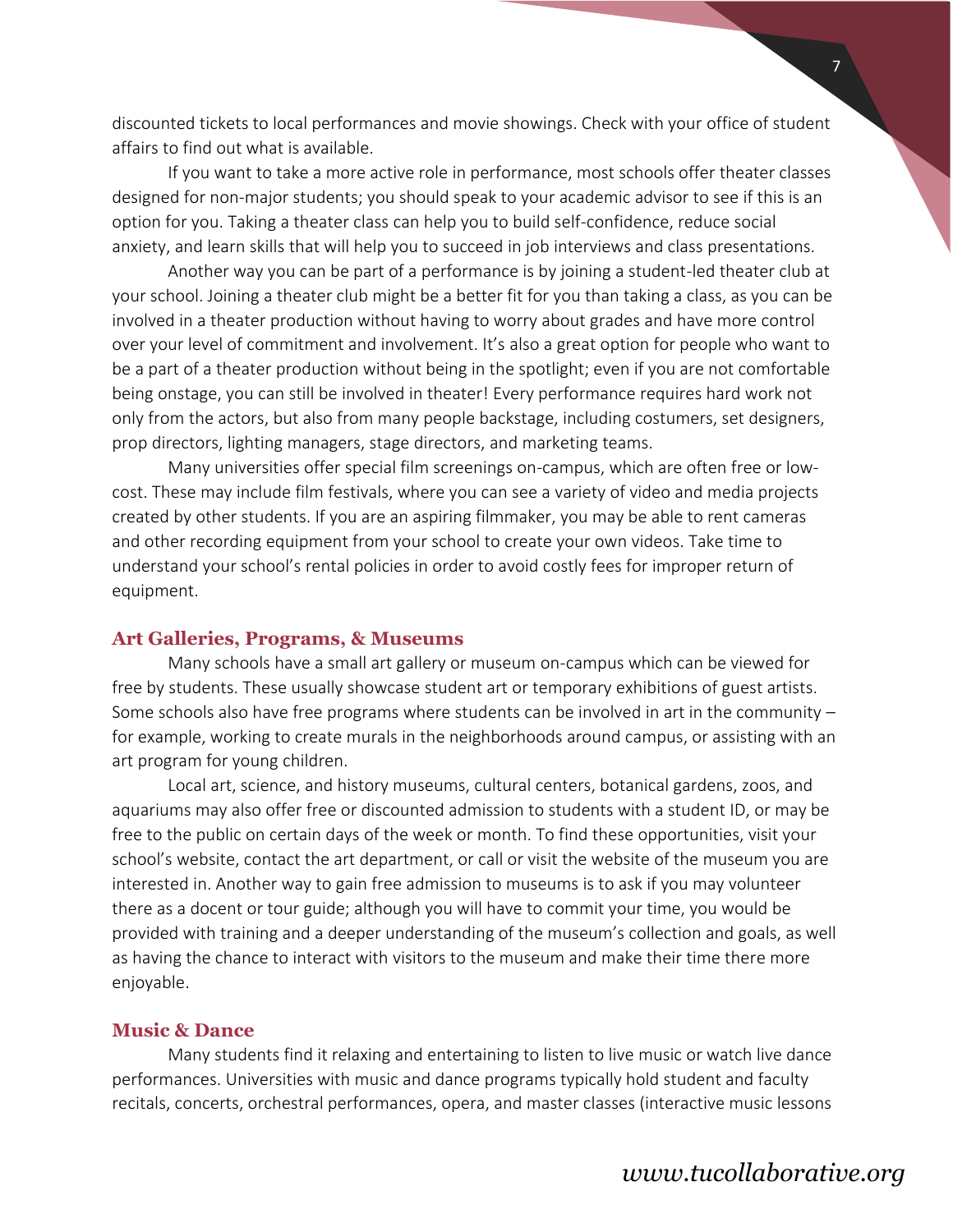discounted tickets to local performances and movie showings. Check with your office of student affairs to find out what is available.

If you want to take a more active role in performance, most schools offer theater classes designed for non-major students; you should speak to your academic advisor to see if this is an option for you. Taking a theater class can help you to build self-confidence, reduce social anxiety, and learn skills that will help you to succeed in job interviews and class presentations.

Another way you can be part of a performance is by joining a student-led theater club at your school. Joining a theater club might be a better fit for you than taking a class, as you can be involved in a theater production without having to worry about grades and have more control over your level of commitment and involvement. It's also a great option for people who want to be a part of a theater production without being in the spotlight; even if you are not comfortable being onstage, you can still be involved in theater! Every performance requires hard work not only from the actors, but also from many people backstage, including costumers, set designers, prop directors, lighting managers, stage directors, and marketing teams.

Many universities offer special film screenings on-campus, which are often free or low-cost. These may include film festivals, where you can see a variety of video and media projects created by other students. If you are an aspiring filmmaker, you may be able to rent cameras and other recording equipment from your school to create your own videos. Take time to understand your school's rental policies in order to avoid costly fees for improper return of equipment.

## Art Galleries, Programs, & Museums

Many schools have a small art gallery or museum on-campus which can be viewed for free by students. These usually showcase student art or temporary exhibitions of guest artists. Some schools also have free programs where students can be involved in art in the community – for example, working to create murals in the neighborhoods around campus, or assisting with an art program for young children.

Local art, science, and history museums, cultural centers, botanical gardens, zoos, and aquariums may also offer free or discounted admission to students with a student ID, or may be free to the public on certain days of the week or month. To find these opportunities, visit your school's website, contact the art department, or call or visit the website of the museum you are interested in. Another way to gain free admission to museums is to ask if you may volunteer there as a docent or tour guide; although you will have to commit your time, you would be provided with training and a deeper understanding of the museum's collection and goals, as well as having the chance to interact with visitors to the museum and make their time there more enjoyable.

## Music & Dance

Many students find it relaxing and entertaining to listen to live music or watch live dance performances. Universities with music and dance programs typically hold student and faculty recitals, concerts, orchestral performances, opera, and master classes (interactive music lessons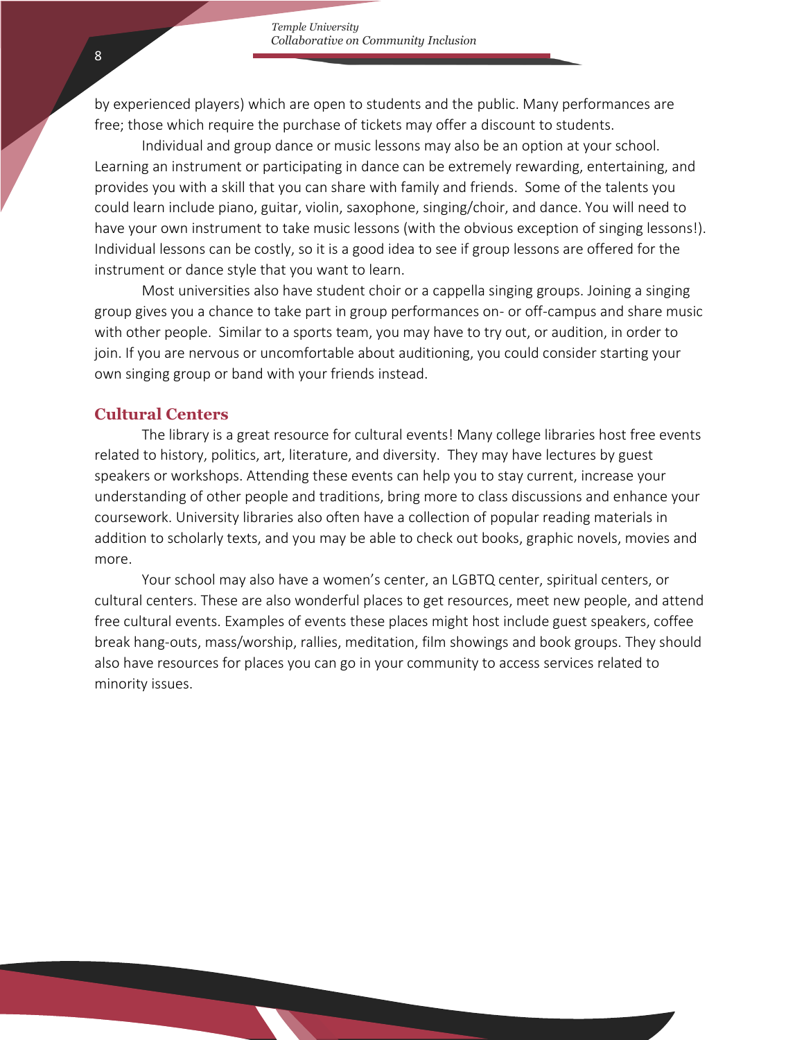by experienced players) which are open to students and the public. Many performances are free; those which require the purchase of tickets may offer a discount to students.

Individual and group dance or music lessons may also be an option at your school. Learning an instrument or participating in dance can be extremely rewarding, entertaining, and provides you with a skill that you can share with family and friends. Some of the talents you could learn include piano, guitar, violin, saxophone, singing/choir, and dance. You will need to have your own instrument to take music lessons (with the obvious exception of singing lessons!). Individual lessons can be costly, so it is a good idea to see if group lessons are offered for the instrument or dance style that you want to learn.

Most universities also have student choir or a cappella singing groups. Joining a singing group gives you a chance to take part in group performances on- or off-campus and share music with other people. Similar to a sports team, you may have to try out, or audition, in order to join. If you are nervous or uncomfortable about auditioning, you could consider starting your own singing group or band with your friends instead.

## Cultural Centers

The library is a great resource for cultural events! Many college libraries host free events related to history, politics, art, literature, and diversity. They may have lectures by guest speakers or workshops. Attending these events can help you to stay current, increase your understanding of other people and traditions, bring more to class discussions and enhance your coursework. University libraries also often have a collection of popular reading materials in addition to scholarly texts, and you may be able to check out books, graphic novels, movies and more.

Your school may also have a women's center, an LGBTQ center, spiritual centers, or cultural centers. These are also wonderful places to get resources, meet new people, and attend free cultural events. Examples of events these places might host include guest speakers, coffee break hang-outs, mass/worship, rallies, meditation, film showings and book groups. They should also have resources for places you can go in your community to access services related to minority issues.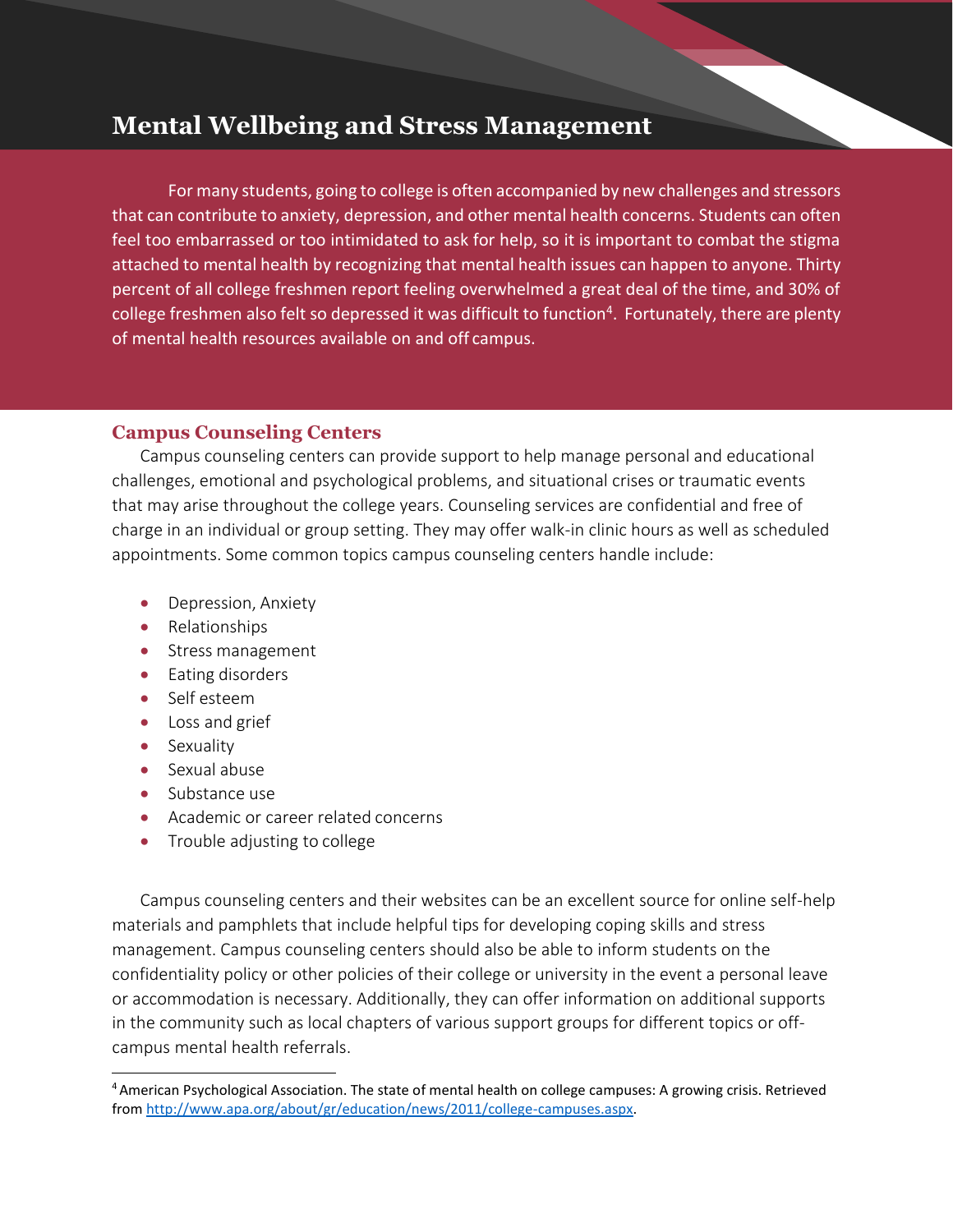# Mental Wellbeing and Stress Management

For many students, going to college is often accompanied by new challenges and stressors that can contribute to anxiety, depression, and other mental health concerns. Students can often feel too embarrassed or too intimidated to ask for help, so it is important to combat the stigma attached to mental health by recognizing that mental health issues can happen to anyone. Thirty percent of all college freshmen report feeling overwhelmed a great deal of the time, and 30% of college freshmen also felt so depressed it was difficult to function[4]. Fortunately, there are plenty of mental health resources available on and off campus.

## Campus Counseling Centers

Campus counseling centers can provide support to help manage personal and educational challenges, emotional and psychological problems, and situational crises or traumatic events that may arise throughout the college years. Counseling services are confidential and free of charge in an individual or group setting. They may offer walk-in clinic hours as well as scheduled appointments. Some common topics campus counseling centers handle include:

- Depression, Anxiety
- Relationships
- Stress management
- Eating disorders
- Self esteem
- Loss and grief
- Sexuality
- Sexual abuse
- Substance use
- Academic or career related concerns
- Trouble adjusting to college

Campus counseling centers and their websites can be an excellent source for online self-help materials and pamphlets that include helpful tips for developing coping skills and stress management. Campus counseling centers should also be able to inform students on the confidentiality policy or other policies of their college or university in the event a personal leave or accommodation is necessary. Additionally, they can offer information on additional supports in the community such as local chapters of various support groups for different topics or off-campus mental health referrals.

---

[4] American Psychological Association. The state of mental health on college campuses: A growing crisis. Retrieved from http://www.apa.org/about/gr/education/news/2011/college-campuses.aspx.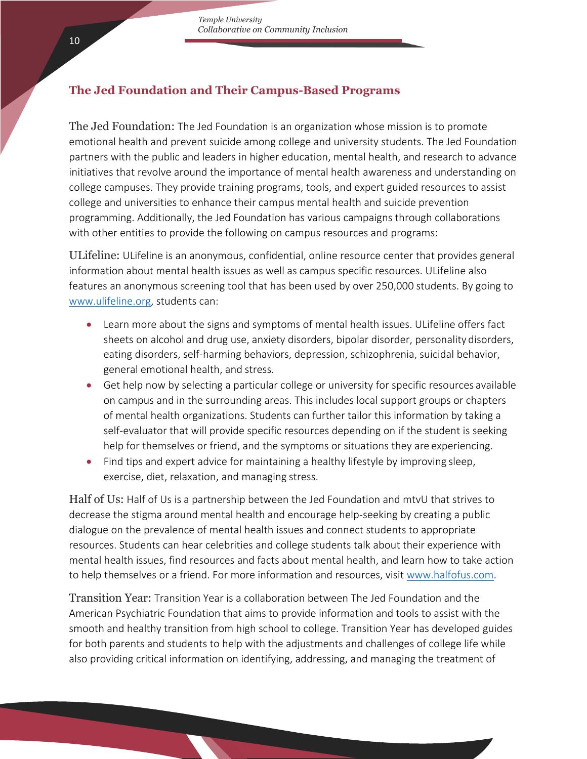## The Jed Foundation and Their Campus-Based Programs

The Jed Foundation: The Jed Foundation is an organization whose mission is to promote emotional health and prevent suicide among college and university students. The Jed Foundation partners with the public and leaders in higher education, mental health, and research to advance initiatives that revolve around the importance of mental health awareness and understanding on college campuses. They provide training programs, tools, and expert guided resources to assist college and universities to enhance their campus mental health and suicide prevention programming. Additionally, the Jed Foundation has various campaigns through collaborations with other entities to provide the following on campus resources and programs:

ULifeline: ULifeline is an anonymous, confidential, online resource center that provides general information about mental health issues as well as campus specific resources. ULifeline also features an anonymous screening tool that has been used by over 250,000 students. By going to www.ulifeline.org, students can:

- Learn more about the signs and symptoms of mental health issues. ULifeline offers fact sheets on alcohol and drug use, anxiety disorders, bipolar disorder, personality disorders, eating disorders, self-harming behaviors, depression, schizophrenia, suicidal behavior, general emotional health, and stress.
- Get help now by selecting a particular college or university for specific resources available on campus and in the surrounding areas. This includes local support groups or chapters of mental health organizations. Students can further tailor this information by taking a self-evaluator that will provide specific resources depending on if the student is seeking help for themselves or friend, and the symptoms or situations they are experiencing.
- Find tips and expert advice for maintaining a healthy lifestyle by improving sleep, exercise, diet, relaxation, and managing stress.

Half of Us: Half of Us is a partnership between the Jed Foundation and mtvU that strives to decrease the stigma around mental health and encourage help-seeking by creating a public dialogue on the prevalence of mental health issues and connect students to appropriate resources. Students can hear celebrities and college students talk about their experience with mental health issues, find resources and facts about mental health, and learn how to take action to help themselves or a friend. For more information and resources, visit www.halfofus.com.

Transition Year: Transition Year is a collaboration between The Jed Foundation and the American Psychiatric Foundation that aims to provide information and tools to assist with the smooth and healthy transition from high school to college. Transition Year has developed guides for both parents and students to help with the adjustments and challenges of college life while also providing critical information on identifying, addressing, and managing the treatment of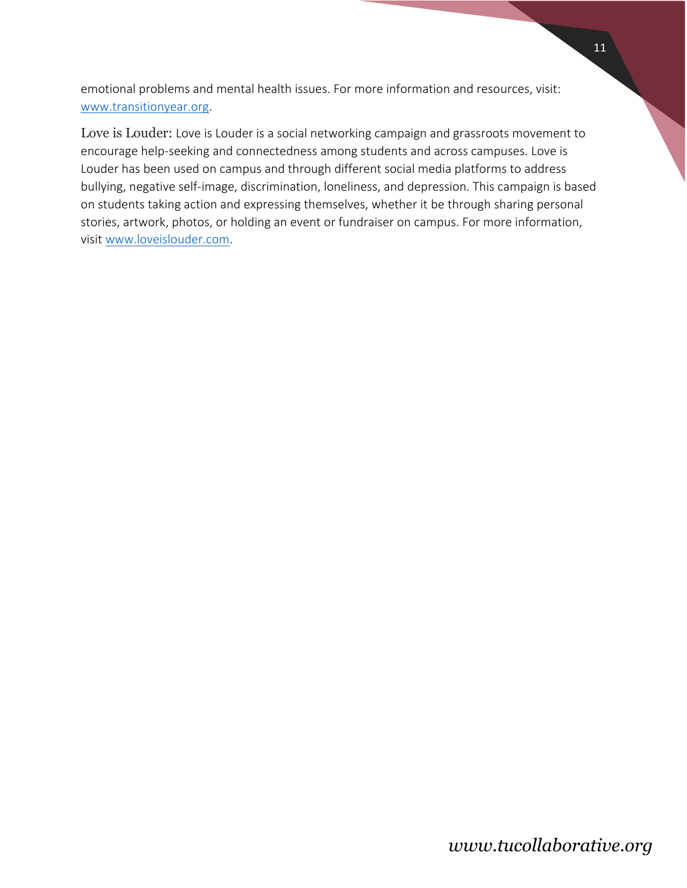emotional problems and mental health issues. For more information and resources, visit: www.transitionyear.org.

**Love is Louder:** Love is Louder is a social networking campaign and grassroots movement to encourage help-seeking and connectedness among students and across campuses. Love is Louder has been used on campus and through different social media platforms to address bullying, negative self-image, discrimination, loneliness, and depression. This campaign is based on students taking action and expressing themselves, whether it be through sharing personal stories, artwork, photos, or holding an event or fundraiser on campus. For more information, visit www.loveislouder.com.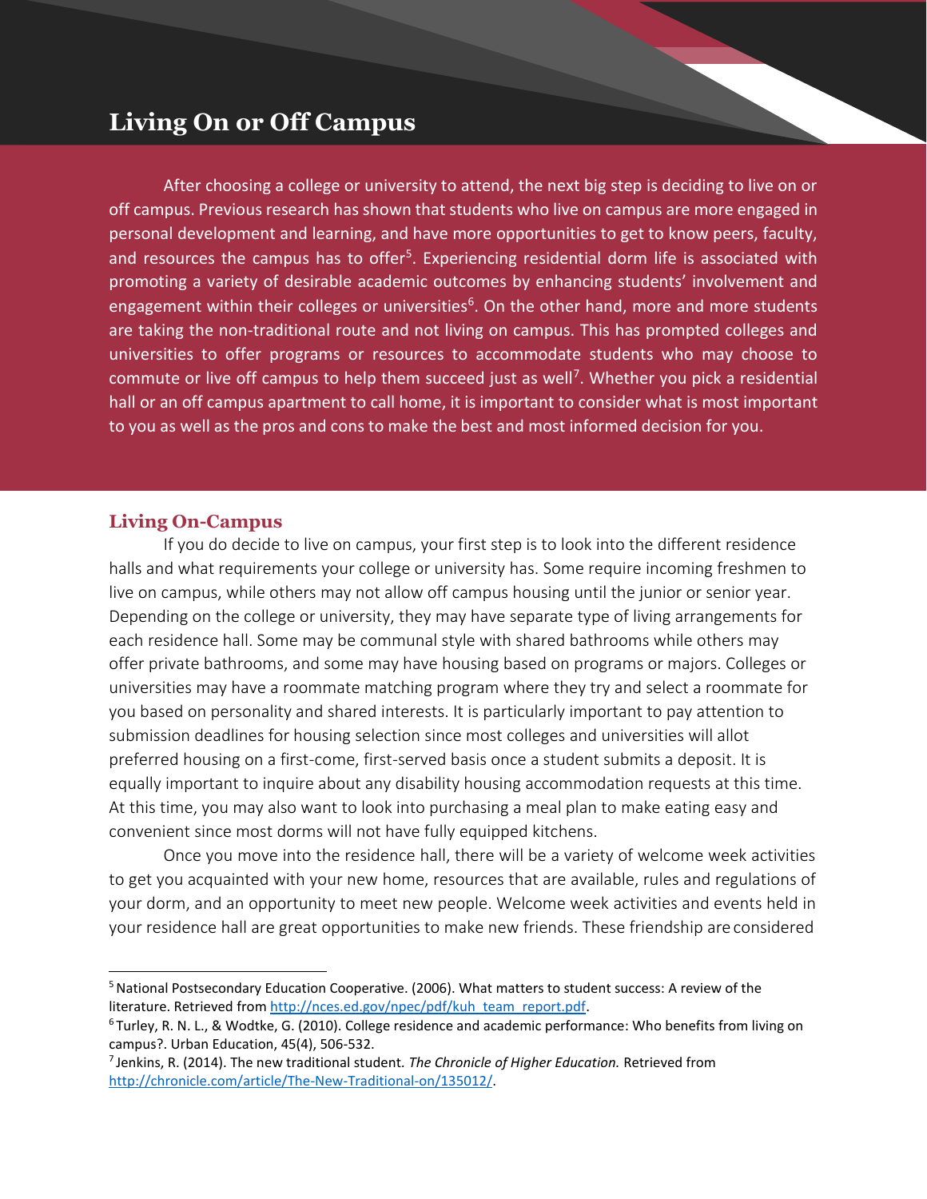## Living On or Off Campus

After choosing a college or university to attend, the next big step is deciding to live on or off campus. Previous research has shown that students who live on campus are more engaged in personal development and learning, and have more opportunities to get to know peers, faculty, and resources the campus has to offer[5]. Experiencing residential dorm life is associated with promoting a variety of desirable academic outcomes by enhancing students' involvement and engagement within their colleges or universities[6]. On the other hand, more and more students are taking the non-traditional route and not living on campus. This has prompted colleges and universities to offer programs or resources to accommodate students who may choose to commute or live off campus to help them succeed just as well[7]. Whether you pick a residential hall or an off campus apartment to call home, it is important to consider what is most important to you as well as the pros and cons to make the best and most informed decision for you.

### Living On-Campus

If you do decide to live on campus, your first step is to look into the different residence halls and what requirements your college or university has. Some require incoming freshmen to live on campus, while others may not allow off campus housing until the junior or senior year. Depending on the college or university, they may have separate type of living arrangements for each residence hall. Some may be communal style with shared bathrooms while others may offer private bathrooms, and some may have housing based on programs or majors. Colleges or universities may have a roommate matching program where they try and select a roommate for you based on personality and shared interests. It is particularly important to pay attention to submission deadlines for housing selection since most colleges and universities will allot preferred housing on a first-come, first-served basis once a student submits a deposit. It is equally important to inquire about any disability housing accommodation requests at this time. At this time, you may also want to look into purchasing a meal plan to make eating easy and convenient since most dorms will not have fully equipped kitchens.

Once you move into the residence hall, there will be a variety of welcome week activities to get you acquainted with your new home, resources that are available, rules and regulations of your dorm, and an opportunity to meet new people. Welcome week activities and events held in your residence hall are great opportunities to make new friends. These friendship are considered

---

[5] National Postsecondary Education Cooperative. (2006). What matters to student success: A review of the literature. Retrieved from http://nces.ed.gov/npec/pdf/kuh_team_report.pdf.

[6] Turley, R. N. L., & Wodtke, G. (2010). College residence and academic performance: Who benefits from living on campus?. Urban Education, 45(4), 506-532.

[7] Jenkins, R. (2014). The new traditional student. *The Chronicle of Higher Education.* Retrieved from http://chronicle.com/article/The-New-Traditional-on/135012/.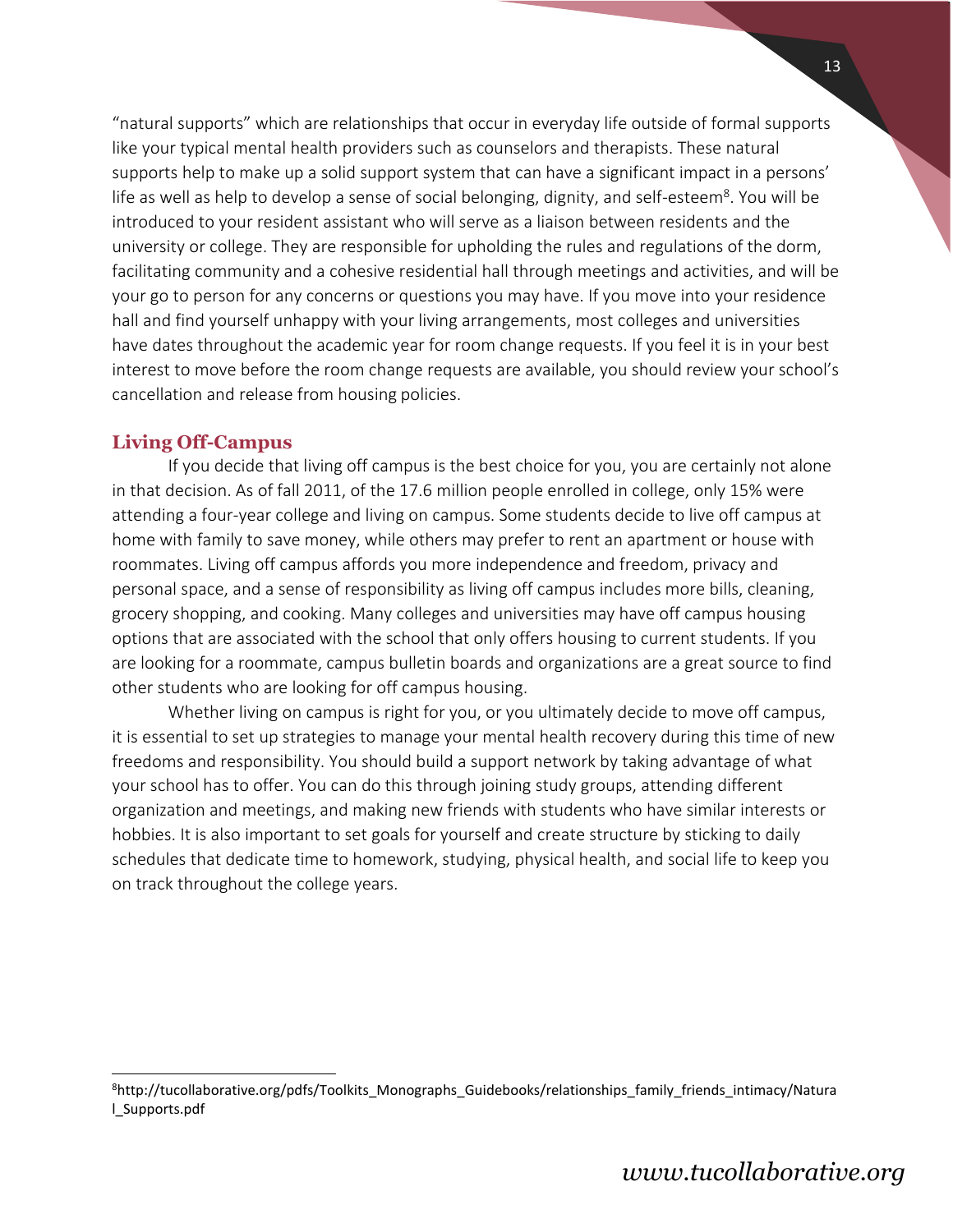"natural supports" which are relationships that occur in everyday life outside of formal supports like your typical mental health providers such as counselors and therapists. These natural supports help to make up a solid support system that can have a significant impact in a persons' life as well as help to develop a sense of social belonging, dignity, and self-esteem[8]. You will be introduced to your resident assistant who will serve as a liaison between residents and the university or college. They are responsible for upholding the rules and regulations of the dorm, facilitating community and a cohesive residential hall through meetings and activities, and will be your go to person for any concerns or questions you may have. If you move into your residence hall and find yourself unhappy with your living arrangements, most colleges and universities have dates throughout the academic year for room change requests. If you feel it is in your best interest to move before the room change requests are available, you should review your school's cancellation and release from housing policies.

## Living Off-Campus

If you decide that living off campus is the best choice for you, you are certainly not alone in that decision. As of fall 2011, of the 17.6 million people enrolled in college, only 15% were attending a four-year college and living on campus. Some students decide to live off campus at home with family to save money, while others may prefer to rent an apartment or house with roommates. Living off campus affords you more independence and freedom, privacy and personal space, and a sense of responsibility as living off campus includes more bills, cleaning, grocery shopping, and cooking. Many colleges and universities may have off campus housing options that are associated with the school that only offers housing to current students. If you are looking for a roommate, campus bulletin boards and organizations are a great source to find other students who are looking for off campus housing.

Whether living on campus is right for you, or you ultimately decide to move off campus, it is essential to set up strategies to manage your mental health recovery during this time of new freedoms and responsibility. You should build a support network by taking advantage of what your school has to offer. You can do this through joining study groups, attending different organization and meetings, and making new friends with students who have similar interests or hobbies. It is also important to set goals for yourself and create structure by sticking to daily schedules that dedicate time to homework, studying, physical health, and social life to keep you on track throughout the college years.

---

[8] http://tucollaborative.org/pdfs/Toolkits_Monographs_Guidebooks/relationships_family_friends_intimacy/Natural_Supports.pdf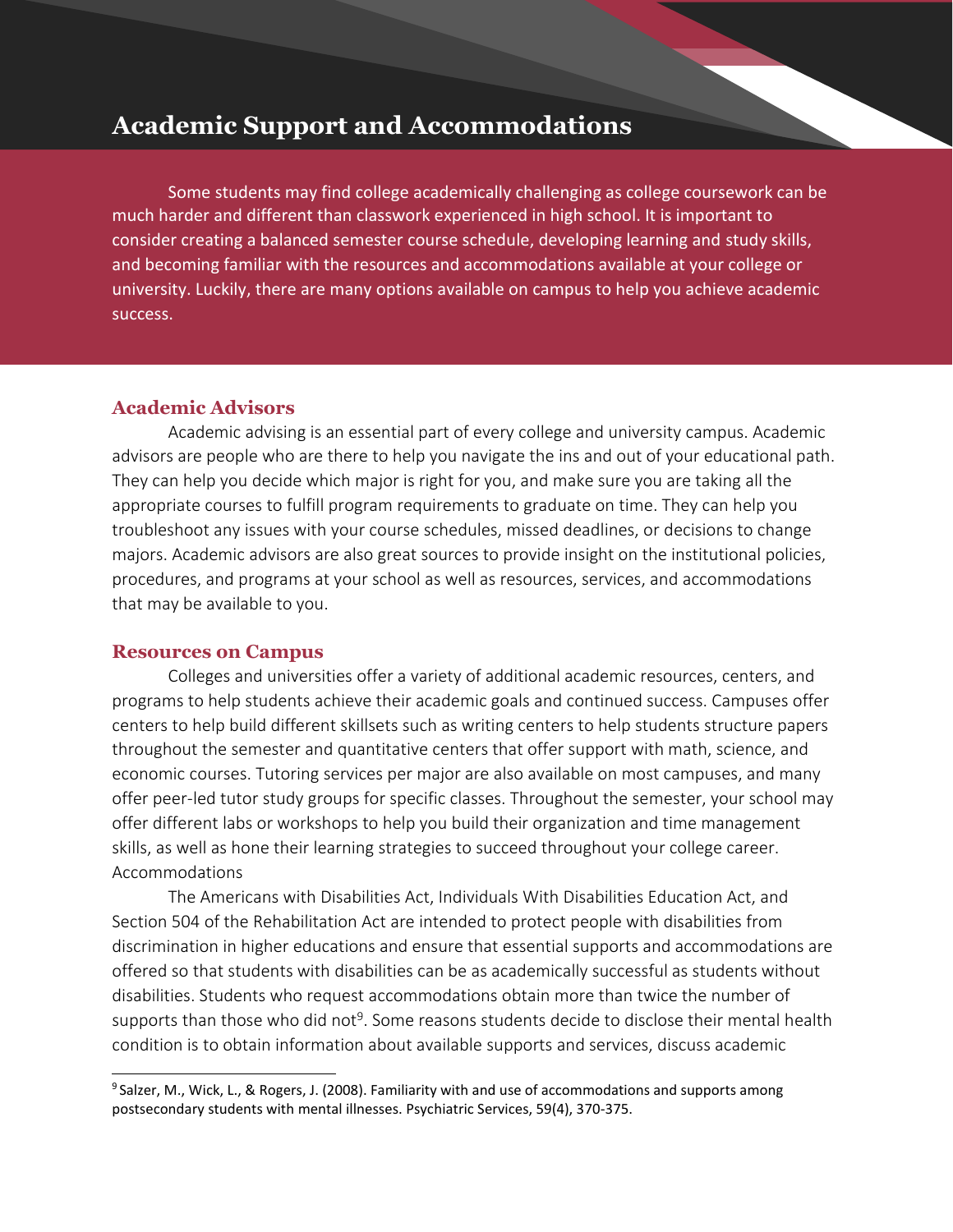# Academic Support and Accommodations

Some students may find college academically challenging as college coursework can be much harder and different than classwork experienced in high school. It is important to consider creating a balanced semester course schedule, developing learning and study skills, and becoming familiar with the resources and accommodations available at your college or university. Luckily, there are many options available on campus to help you achieve academic success.

## Academic Advisors

Academic advising is an essential part of every college and university campus. Academic advisors are people who are there to help you navigate the ins and out of your educational path. They can help you decide which major is right for you, and make sure you are taking all the appropriate courses to fulfill program requirements to graduate on time. They can help you troubleshoot any issues with your course schedules, missed deadlines, or decisions to change majors. Academic advisors are also great sources to provide insight on the institutional policies, procedures, and programs at your school as well as resources, services, and accommodations that may be available to you.

## Resources on Campus

Colleges and universities offer a variety of additional academic resources, centers, and programs to help students achieve their academic goals and continued success. Campuses offer centers to help build different skillsets such as writing centers to help students structure papers throughout the semester and quantitative centers that offer support with math, science, and economic courses. Tutoring services per major are also available on most campuses, and many offer peer-led tutor study groups for specific classes. Throughout the semester, your school may offer different labs or workshops to help you build their organization and time management skills, as well as hone their learning strategies to succeed throughout your college career.
Accommodations

The Americans with Disabilities Act, Individuals With Disabilities Education Act, and Section 504 of the Rehabilitation Act are intended to protect people with disabilities from discrimination in higher educations and ensure that essential supports and accommodations are offered so that students with disabilities can be as academically successful as students without disabilities. Students who request accommodations obtain more than twice the number of supports than those who did not[9]. Some reasons students decide to disclose their mental health condition is to obtain information about available supports and services, discuss academic

---

[9] Salzer, M., Wick, L., & Rogers, J. (2008). Familiarity with and use of accommodations and supports among postsecondary students with mental illnesses. Psychiatric Services, 59(4), 370-375.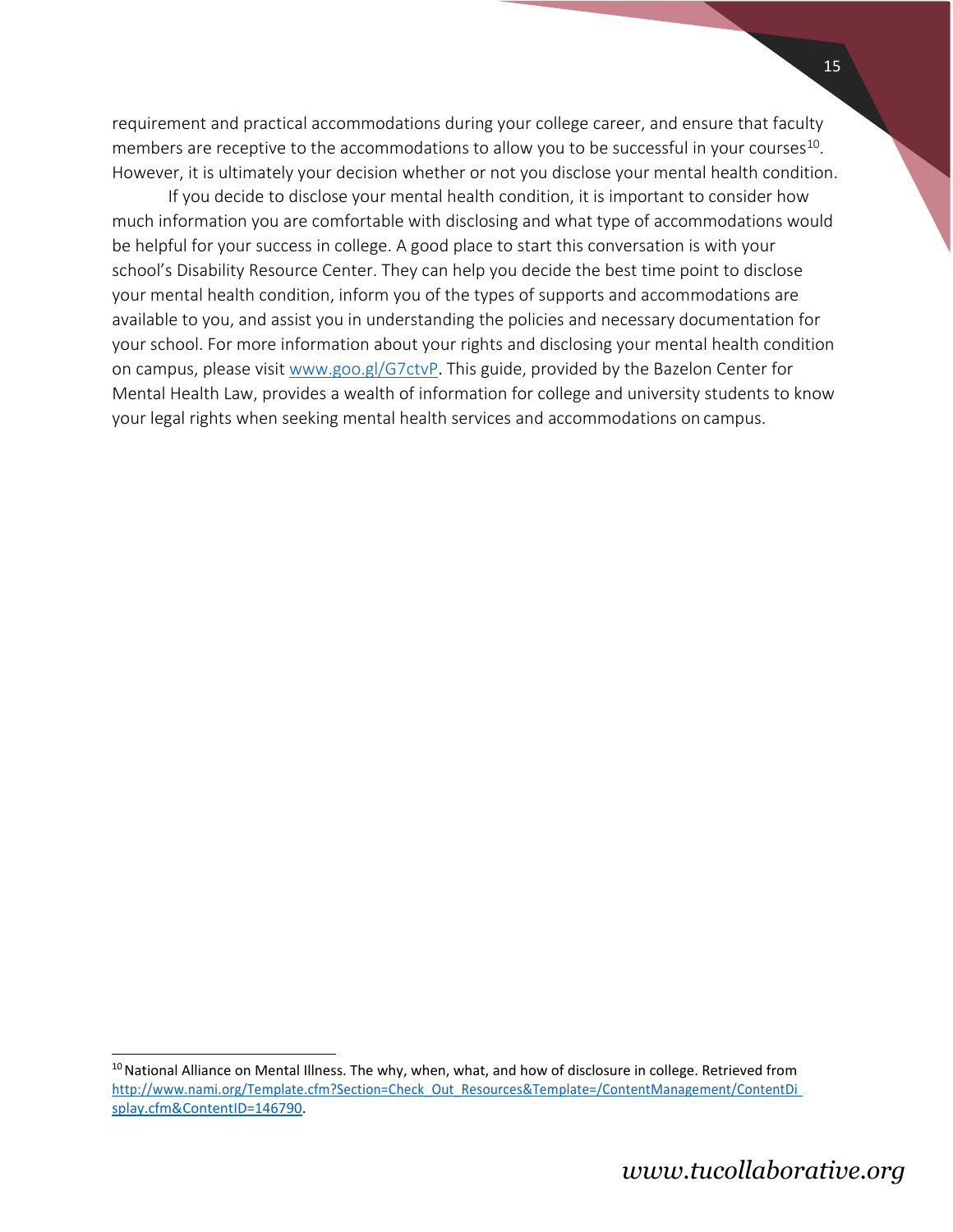requirement and practical accommodations during your college career, and ensure that faculty members are receptive to the accommodations to allow you to be successful in your courses[10]. However, it is ultimately your decision whether or not you disclose your mental health condition.

If you decide to disclose your mental health condition, it is important to consider how much information you are comfortable with disclosing and what type of accommodations would be helpful for your success in college. A good place to start this conversation is with your school's Disability Resource Center. They can help you decide the best time point to disclose your mental health condition, inform you of the types of supports and accommodations are available to you, and assist you in understanding the policies and necessary documentation for your school. For more information about your rights and disclosing your mental health condition on campus, please visit [www.goo.gl/G7ctvP](www.goo.gl/G7ctvP). This guide, provided by the Bazelon Center for Mental Health Law, provides a wealth of information for college and university students to know your legal rights when seeking mental health services and accommodations on campus.

---

[10] National Alliance on Mental Illness. The why, when, what, and how of disclosure in college. Retrieved from http://www.nami.org/Template.cfm?Section=Check_Out_Resources&Template=/ContentManagement/ContentDisplay.cfm&ContentID=146790.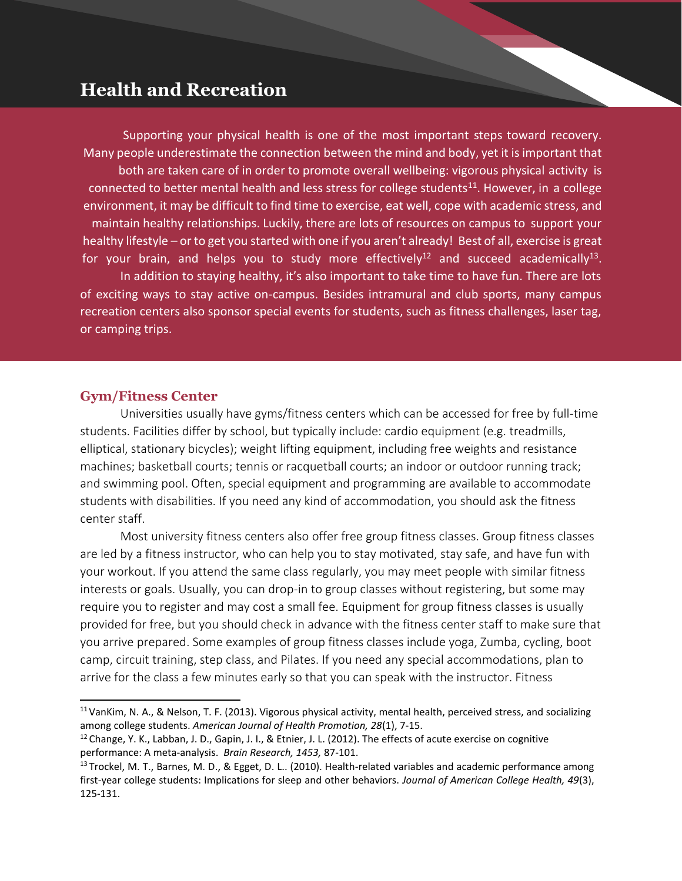# Health and Recreation

Supporting your physical health is one of the most important steps toward recovery. Many people underestimate the connection between the mind and body, yet it is important that both are taken care of in order to promote overall wellbeing: vigorous physical activity is connected to better mental health and less stress for college students[11]. However, in a college environment, it may be difficult to find time to exercise, eat well, cope with academic stress, and maintain healthy relationships. Luckily, there are lots of resources on campus to support your healthy lifestyle – or to get you started with one if you aren't already! Best of all, exercise is great for your brain, and helps you to study more effectively[12] and succeed academically[13].

In addition to staying healthy, it's also important to take time to have fun. There are lots of exciting ways to stay active on-campus. Besides intramural and club sports, many campus recreation centers also sponsor special events for students, such as fitness challenges, laser tag, or camping trips.

## Gym/Fitness Center

Universities usually have gyms/fitness centers which can be accessed for free by full-time students. Facilities differ by school, but typically include: cardio equipment (e.g. treadmills, elliptical, stationary bicycles); weight lifting equipment, including free weights and resistance machines; basketball courts; tennis or racquetball courts; an indoor or outdoor running track; and swimming pool. Often, special equipment and programming are available to accommodate students with disabilities. If you need any kind of accommodation, you should ask the fitness center staff.

Most university fitness centers also offer free group fitness classes. Group fitness classes are led by a fitness instructor, who can help you to stay motivated, stay safe, and have fun with your workout. If you attend the same class regularly, you may meet people with similar fitness interests or goals. Usually, you can drop-in to group classes without registering, but some may require you to register and may cost a small fee. Equipment for group fitness classes is usually provided for free, but you should check in advance with the fitness center staff to make sure that you arrive prepared. Some examples of group fitness classes include yoga, Zumba, cycling, boot camp, circuit training, step class, and Pilates. If you need any special accommodations, plan to arrive for the class a few minutes early so that you can speak with the instructor. Fitness

---

[11] VanKim, N. A., & Nelson, T. F. (2013). Vigorous physical activity, mental health, perceived stress, and socializing among college students. *American Journal of Health Promotion, 28*(1), 7-15.

[12] Change, Y. K., Labban, J. D., Gapin, J. I., & Etnier, J. L. (2012). The effects of acute exercise on cognitive performance: A meta-analysis. *Brain Research, 1453,* 87-101.

[13] Trockel, M. T., Barnes, M. D., & Egget, D. L.. (2010). Health-related variables and academic performance among first-year college students: Implications for sleep and other behaviors. *Journal of American College Health, 49*(3), 125-131.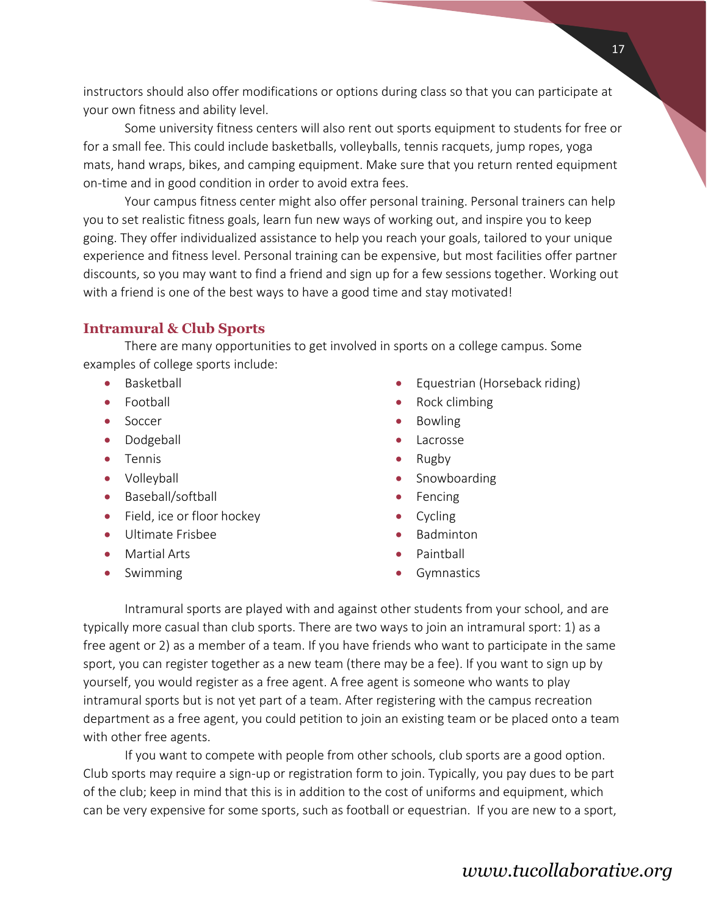instructors should also offer modifications or options during class so that you can participate at your own fitness and ability level.

Some university fitness centers will also rent out sports equipment to students for free or for a small fee. This could include basketballs, volleyballs, tennis racquets, jump ropes, yoga mats, hand wraps, bikes, and camping equipment. Make sure that you return rented equipment on-time and in good condition in order to avoid extra fees.

Your campus fitness center might also offer personal training. Personal trainers can help you to set realistic fitness goals, learn fun new ways of working out, and inspire you to keep going. They offer individualized assistance to help you reach your goals, tailored to your unique experience and fitness level. Personal training can be expensive, but most facilities offer partner discounts, so you may want to find a friend and sign up for a few sessions together. Working out with a friend is one of the best ways to have a good time and stay motivated!

### Intramural & Club Sports

There are many opportunities to get involved in sports on a college campus. Some examples of college sports include:

- Basketball
- Football
- Soccer
- Dodgeball
- Tennis
- Volleyball
- Baseball/softball
- Field, ice or floor hockey
- Ultimate Frisbee
- Martial Arts
- Swimming
- Equestrian (Horseback riding)
- Rock climbing
- Bowling
- Lacrosse
- Rugby
- Snowboarding
- Fencing
- Cycling
- Badminton
- Paintball
- Gymnastics

Intramural sports are played with and against other students from your school, and are typically more casual than club sports. There are two ways to join an intramural sport: 1) as a free agent or 2) as a member of a team. If you have friends who want to participate in the same sport, you can register together as a new team (there may be a fee). If you want to sign up by yourself, you would register as a free agent. A free agent is someone who wants to play intramural sports but is not yet part of a team. After registering with the campus recreation department as a free agent, you could petition to join an existing team or be placed onto a team with other free agents.

If you want to compete with people from other schools, club sports are a good option. Club sports may require a sign-up or registration form to join. Typically, you pay dues to be part of the club; keep in mind that this is in addition to the cost of uniforms and equipment, which can be very expensive for some sports, such as football or equestrian. If you are new to a sport,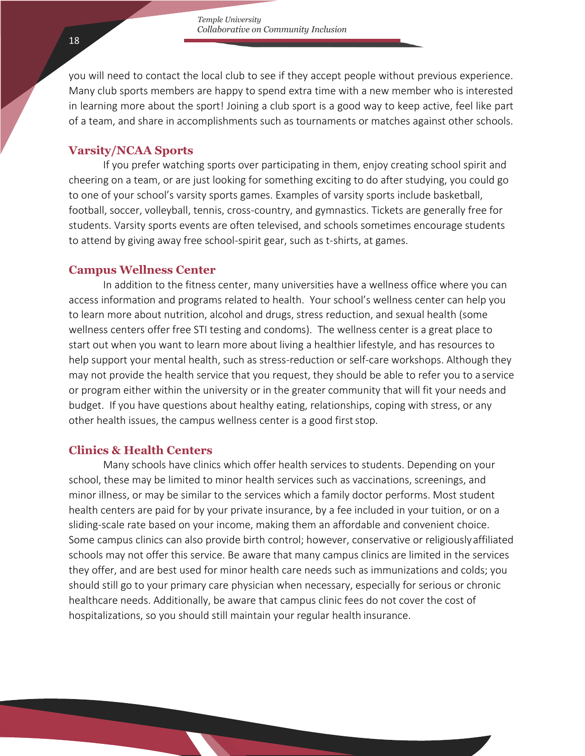you will need to contact the local club to see if they accept people without previous experience. Many club sports members are happy to spend extra time with a new member who is interested in learning more about the sport! Joining a club sport is a good way to keep active, feel like part of a team, and share in accomplishments such as tournaments or matches against other schools.

### Varsity/NCAA Sports

If you prefer watching sports over participating in them, enjoy creating school spirit and cheering on a team, or are just looking for something exciting to do after studying, you could go to one of your school's varsity sports games. Examples of varsity sports include basketball, football, soccer, volleyball, tennis, cross-country, and gymnastics. Tickets are generally free for students. Varsity sports events are often televised, and schools sometimes encourage students to attend by giving away free school-spirit gear, such as t-shirts, at games.

### Campus Wellness Center

In addition to the fitness center, many universities have a wellness office where you can access information and programs related to health. Your school's wellness center can help you to learn more about nutrition, alcohol and drugs, stress reduction, and sexual health (some wellness centers offer free STI testing and condoms). The wellness center is a great place to start out when you want to learn more about living a healthier lifestyle, and has resources to help support your mental health, such as stress-reduction or self-care workshops. Although they may not provide the health service that you request, they should be able to refer you to a service or program either within the university or in the greater community that will fit your needs and budget. If you have questions about healthy eating, relationships, coping with stress, or any other health issues, the campus wellness center is a good first stop.

### Clinics & Health Centers

Many schools have clinics which offer health services to students. Depending on your school, these may be limited to minor health services such as vaccinations, screenings, and minor illness, or may be similar to the services which a family doctor performs. Most student health centers are paid for by your private insurance, by a fee included in your tuition, or on a sliding-scale rate based on your income, making them an affordable and convenient choice. Some campus clinics can also provide birth control; however, conservative or religiously affiliated schools may not offer this service. Be aware that many campus clinics are limited in the services they offer, and are best used for minor health care needs such as immunizations and colds; you should still go to your primary care physician when necessary, especially for serious or chronic healthcare needs. Additionally, be aware that campus clinic fees do not cover the cost of hospitalizations, so you should still maintain your regular health insurance.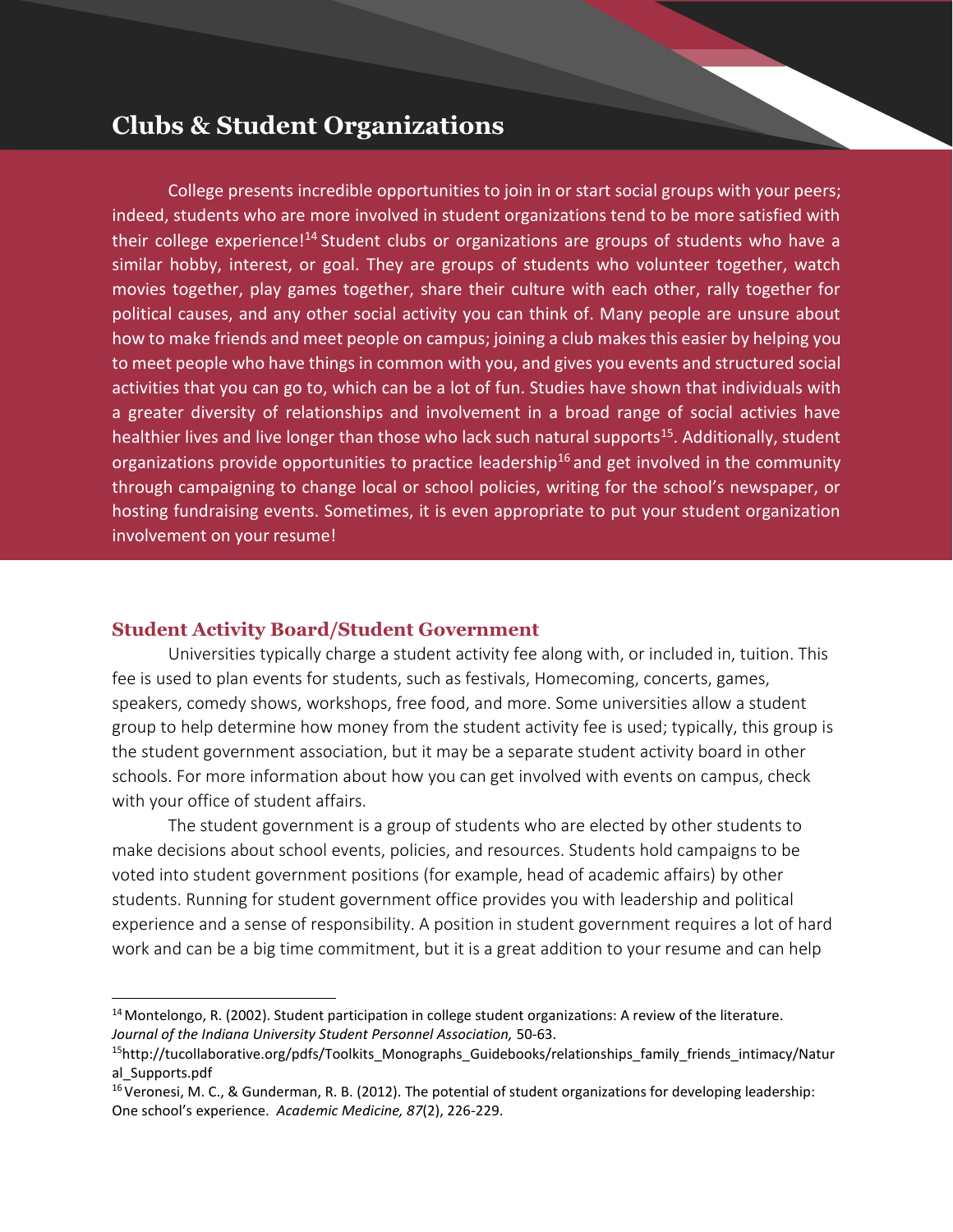# Clubs & Student Organizations

College presents incredible opportunities to join in or start social groups with your peers; indeed, students who are more involved in student organizations tend to be more satisfied with their college experience![14] Student clubs or organizations are groups of students who have a similar hobby, interest, or goal. They are groups of students who volunteer together, watch movies together, play games together, share their culture with each other, rally together for political causes, and any other social activity you can think of. Many people are unsure about how to make friends and meet people on campus; joining a club makes this easier by helping you to meet people who have things in common with you, and gives you events and structured social activities that you can go to, which can be a lot of fun. Studies have shown that individuals with a greater diversity of relationships and involvement in a broad range of social activies have healthier lives and live longer than those who lack such natural supports[15]. Additionally, student organizations provide opportunities to practice leadership[16] and get involved in the community through campaigning to change local or school policies, writing for the school's newspaper, or hosting fundraising events. Sometimes, it is even appropriate to put your student organization involvement on your resume!

## Student Activity Board/Student Government

Universities typically charge a student activity fee along with, or included in, tuition. This fee is used to plan events for students, such as festivals, Homecoming, concerts, games, speakers, comedy shows, workshops, free food, and more. Some universities allow a student group to help determine how money from the student activity fee is used; typically, this group is the student government association, but it may be a separate student activity board in other schools. For more information about how you can get involved with events on campus, check with your office of student affairs.

The student government is a group of students who are elected by other students to make decisions about school events, policies, and resources. Students hold campaigns to be voted into student government positions (for example, head of academic affairs) by other students. Running for student government office provides you with leadership and political experience and a sense of responsibility. A position in student government requires a lot of hard work and can be a big time commitment, but it is a great addition to your resume and can help

---

[14] Montelongo, R. (2002). Student participation in college student organizations: A review of the literature. *Journal of the Indiana University Student Personnel Association,* 50-63.

[15] http://tucollaborative.org/pdfs/Toolkits_Monographs_Guidebooks/relationships_family_friends_intimacy/Natural_Supports.pdf

[16] Veronesi, M. C., & Gunderman, R. B. (2012). The potential of student organizations for developing leadership: One school's experience. *Academic Medicine, 87*(2), 226-229.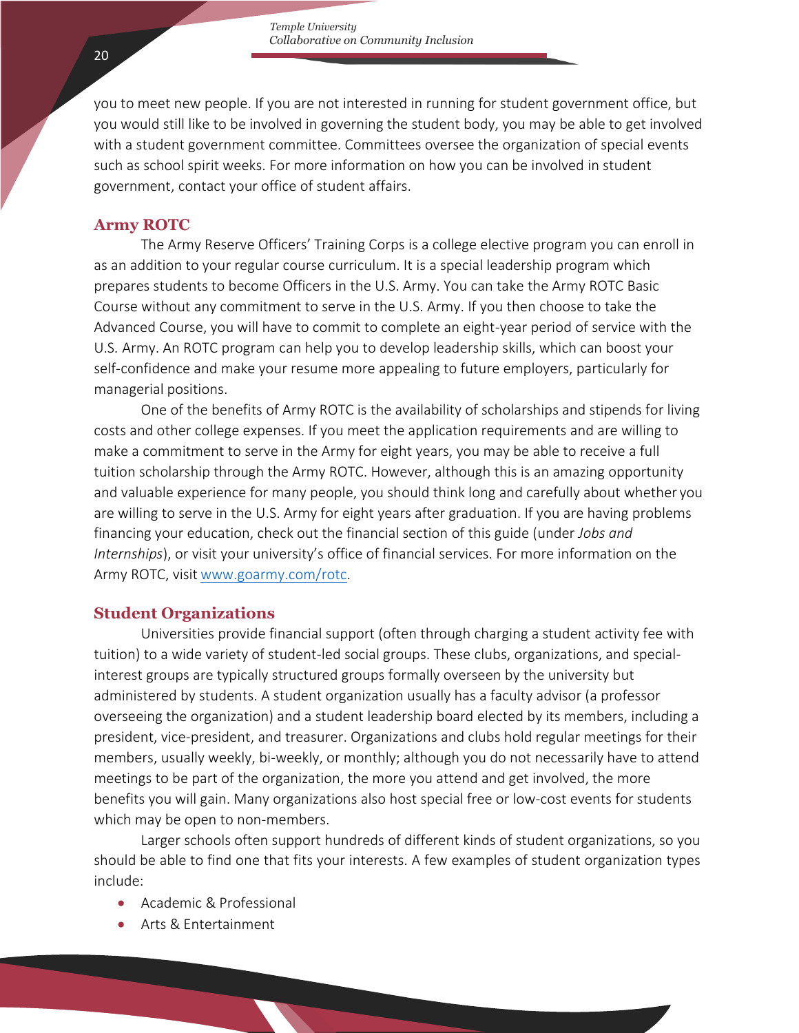you to meet new people. If you are not interested in running for student government office, but you would still like to be involved in governing the student body, you may be able to get involved with a student government committee. Committees oversee the organization of special events such as school spirit weeks. For more information on how you can be involved in student government, contact your office of student affairs.

## Army ROTC

The Army Reserve Officers' Training Corps is a college elective program you can enroll in as an addition to your regular course curriculum. It is a special leadership program which prepares students to become Officers in the U.S. Army. You can take the Army ROTC Basic Course without any commitment to serve in the U.S. Army. If you then choose to take the Advanced Course, you will have to commit to complete an eight-year period of service with the U.S. Army. An ROTC program can help you to develop leadership skills, which can boost your self-confidence and make your resume more appealing to future employers, particularly for managerial positions.

One of the benefits of Army ROTC is the availability of scholarships and stipends for living costs and other college expenses. If you meet the application requirements and are willing to make a commitment to serve in the Army for eight years, you may be able to receive a full tuition scholarship through the Army ROTC. However, although this is an amazing opportunity and valuable experience for many people, you should think long and carefully about whether you are willing to serve in the U.S. Army for eight years after graduation. If you are having problems financing your education, check out the financial section of this guide (under *Jobs and Internships*), or visit your university's office of financial services. For more information on the Army ROTC, visit [www.goarmy.com/rotc](www.goarmy.com/rotc).

## Student Organizations

Universities provide financial support (often through charging a student activity fee with tuition) to a wide variety of student-led social groups. These clubs, organizations, and special-interest groups are typically structured groups formally overseen by the university but administered by students. A student organization usually has a faculty advisor (a professor overseeing the organization) and a student leadership board elected by its members, including a president, vice-president, and treasurer. Organizations and clubs hold regular meetings for their members, usually weekly, bi-weekly, or monthly; although you do not necessarily have to attend meetings to be part of the organization, the more you attend and get involved, the more benefits you will gain. Many organizations also host special free or low-cost events for students which may be open to non-members.

Larger schools often support hundreds of different kinds of student organizations, so you should be able to find one that fits your interests. A few examples of student organization types include:

- Academic & Professional
- Arts & Entertainment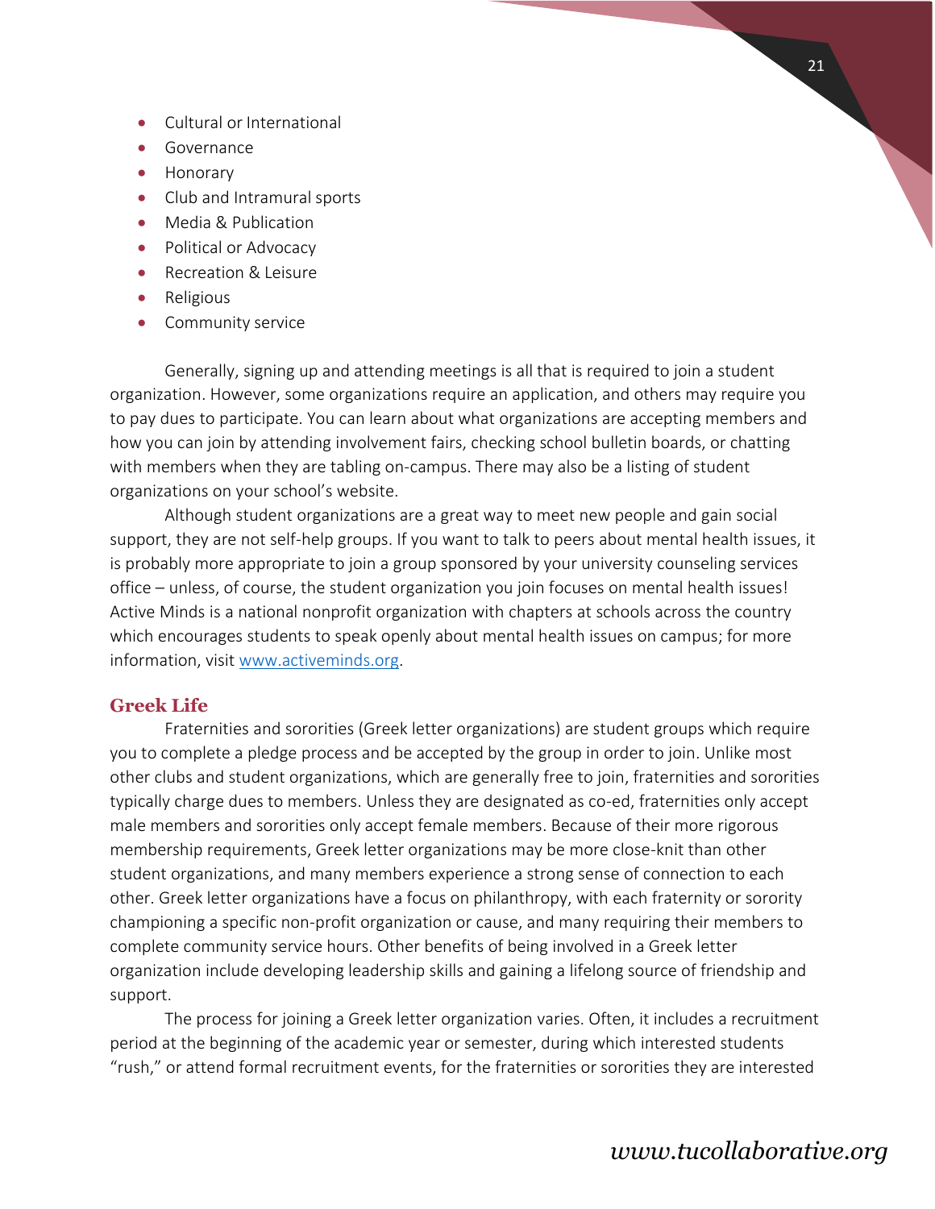- Cultural or International
- Governance
- Honorary
- Club and Intramural sports
- Media & Publication
- Political or Advocacy
- Recreation & Leisure
- Religious
- Community service

Generally, signing up and attending meetings is all that is required to join a student organization. However, some organizations require an application, and others may require you to pay dues to participate. You can learn about what organizations are accepting members and how you can join by attending involvement fairs, checking school bulletin boards, or chatting with members when they are tabling on-campus. There may also be a listing of student organizations on your school's website.

Although student organizations are a great way to meet new people and gain social support, they are not self-help groups. If you want to talk to peers about mental health issues, it is probably more appropriate to join a group sponsored by your university counseling services office – unless, of course, the student organization you join focuses on mental health issues! Active Minds is a national nonprofit organization with chapters at schools across the country which encourages students to speak openly about mental health issues on campus; for more information, visit [www.activeminds.org](http://www.activeminds.org).

## Greek Life

Fraternities and sororities (Greek letter organizations) are student groups which require you to complete a pledge process and be accepted by the group in order to join. Unlike most other clubs and student organizations, which are generally free to join, fraternities and sororities typically charge dues to members. Unless they are designated as co-ed, fraternities only accept male members and sororities only accept female members. Because of their more rigorous membership requirements, Greek letter organizations may be more close-knit than other student organizations, and many members experience a strong sense of connection to each other. Greek letter organizations have a focus on philanthropy, with each fraternity or sorority championing a specific non-profit organization or cause, and many requiring their members to complete community service hours. Other benefits of being involved in a Greek letter organization include developing leadership skills and gaining a lifelong source of friendship and support.

The process for joining a Greek letter organization varies. Often, it includes a recruitment period at the beginning of the academic year or semester, during which interested students "rush," or attend formal recruitment events, for the fraternities or sororities they are interested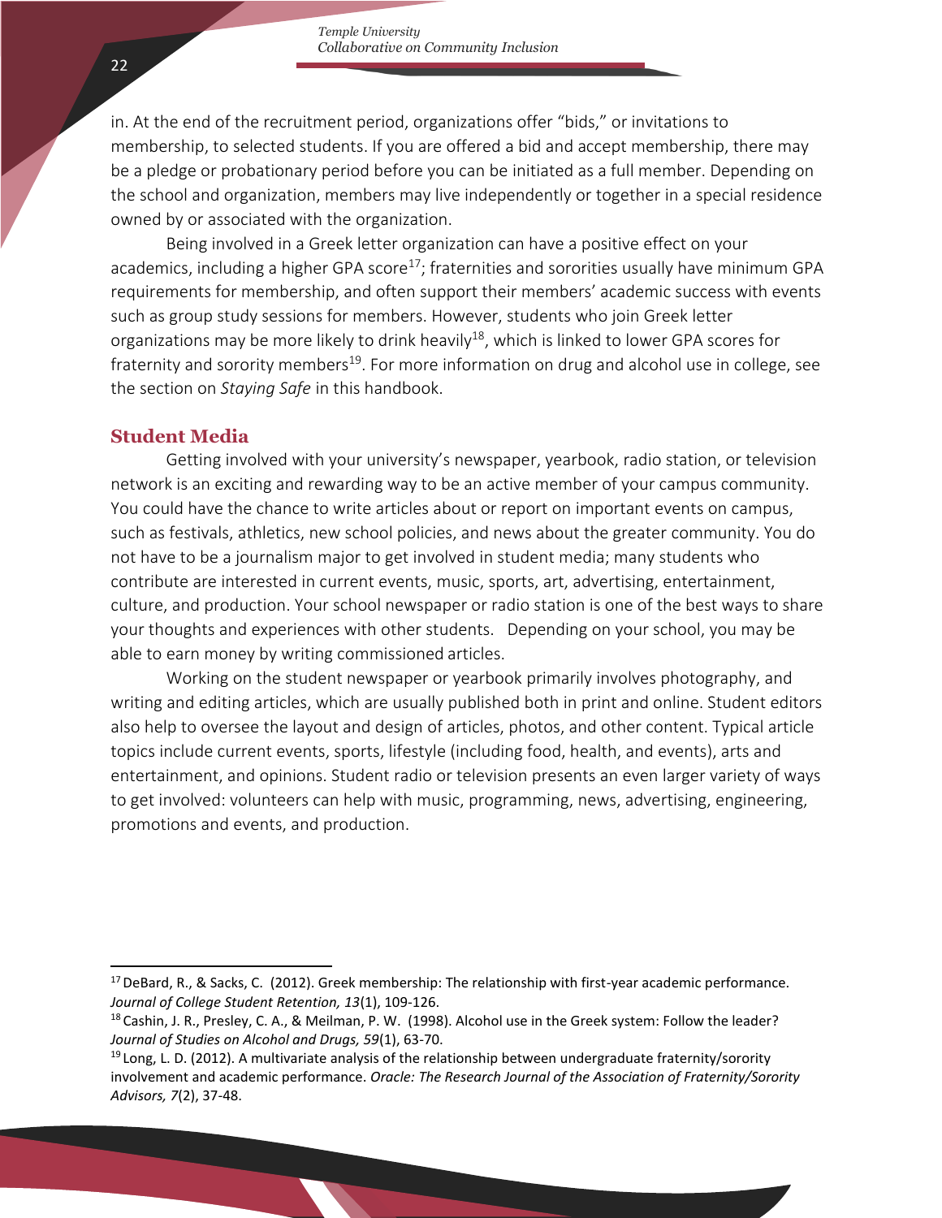in. At the end of the recruitment period, organizations offer "bids," or invitations to membership, to selected students. If you are offered a bid and accept membership, there may be a pledge or probationary period before you can be initiated as a full member. Depending on the school and organization, members may live independently or together in a special residence owned by or associated with the organization.

Being involved in a Greek letter organization can have a positive effect on your academics, including a higher GPA score[17]; fraternities and sororities usually have minimum GPA requirements for membership, and often support their members' academic success with events such as group study sessions for members. However, students who join Greek letter organizations may be more likely to drink heavily[18], which is linked to lower GPA scores for fraternity and sorority members[19]. For more information on drug and alcohol use in college, see the section on *Staying Safe* in this handbook.

### Student Media

Getting involved with your university's newspaper, yearbook, radio station, or television network is an exciting and rewarding way to be an active member of your campus community. You could have the chance to write articles about or report on important events on campus, such as festivals, athletics, new school policies, and news about the greater community. You do not have to be a journalism major to get involved in student media; many students who contribute are interested in current events, music, sports, art, advertising, entertainment, culture, and production. Your school newspaper or radio station is one of the best ways to share your thoughts and experiences with other students. Depending on your school, you may be able to earn money by writing commissioned articles.

Working on the student newspaper or yearbook primarily involves photography, and writing and editing articles, which are usually published both in print and online. Student editors also help to oversee the layout and design of articles, photos, and other content. Typical article topics include current events, sports, lifestyle (including food, health, and events), arts and entertainment, and opinions. Student radio or television presents an even larger variety of ways to get involved: volunteers can help with music, programming, news, advertising, engineering, promotions and events, and production.

---

[17] DeBard, R., & Sacks, C. (2012). Greek membership: The relationship with first-year academic performance. *Journal of College Student Retention, 13*(1), 109-126.

[18] Cashin, J. R., Presley, C. A., & Meilman, P. W. (1998). Alcohol use in the Greek system: Follow the leader? *Journal of Studies on Alcohol and Drugs, 59*(1), 63-70.

[19] Long, L. D. (2012). A multivariate analysis of the relationship between undergraduate fraternity/sorority involvement and academic performance. *Oracle: The Research Journal of the Association of Fraternity/Sorority Advisors, 7*(2), 37-48.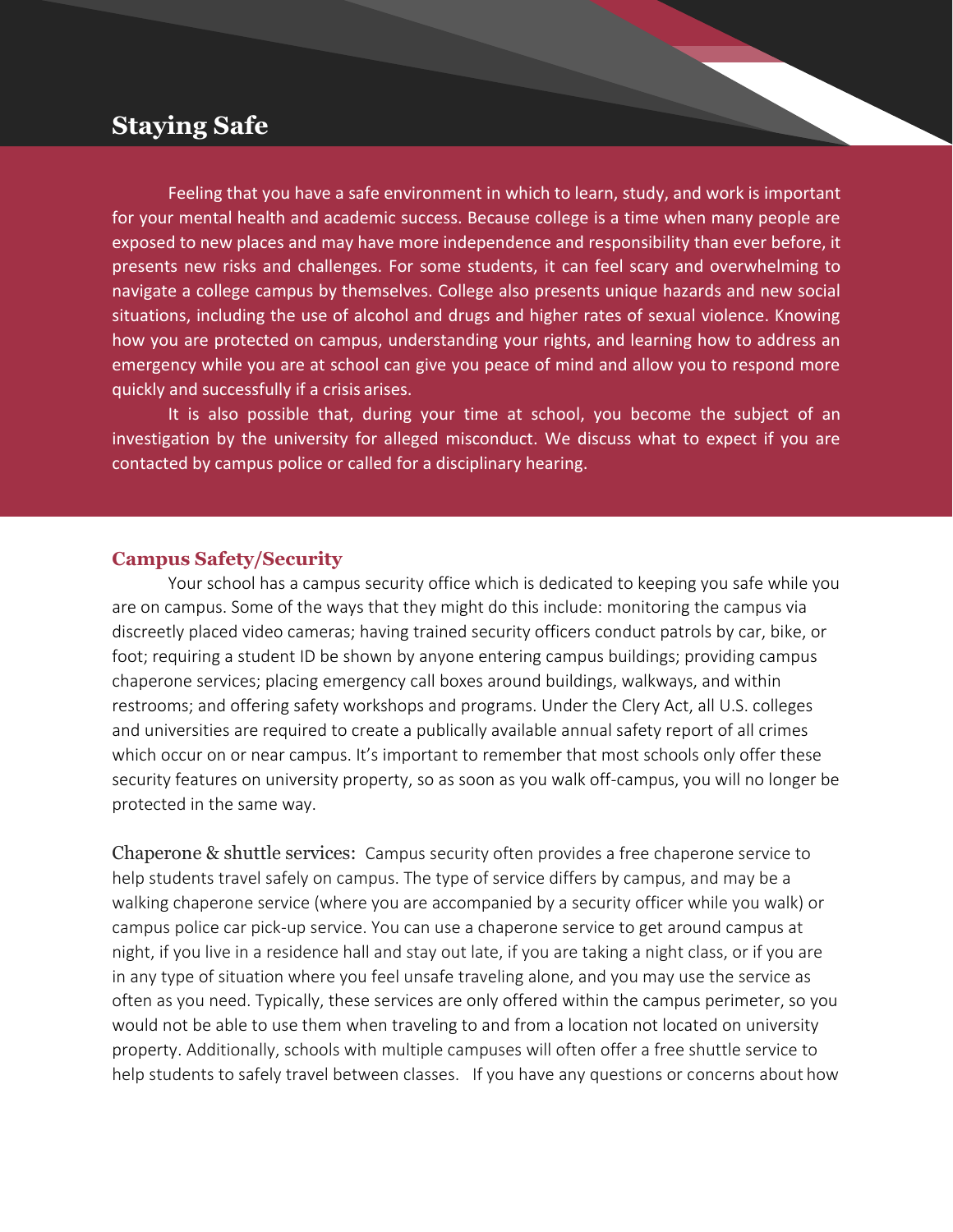# Staying Safe

Feeling that you have a safe environment in which to learn, study, and work is important for your mental health and academic success. Because college is a time when many people are exposed to new places and may have more independence and responsibility than ever before, it presents new risks and challenges. For some students, it can feel scary and overwhelming to navigate a college campus by themselves. College also presents unique hazards and new social situations, including the use of alcohol and drugs and higher rates of sexual violence. Knowing how you are protected on campus, understanding your rights, and learning how to address an emergency while you are at school can give you peace of mind and allow you to respond more quickly and successfully if a crisis arises.

It is also possible that, during your time at school, you become the subject of an investigation by the university for alleged misconduct. We discuss what to expect if you are contacted by campus police or called for a disciplinary hearing.

## Campus Safety/Security

Your school has a campus security office which is dedicated to keeping you safe while you are on campus. Some of the ways that they might do this include: monitoring the campus via discreetly placed video cameras; having trained security officers conduct patrols by car, bike, or foot; requiring a student ID be shown by anyone entering campus buildings; providing campus chaperone services; placing emergency call boxes around buildings, walkways, and within restrooms; and offering safety workshops and programs. Under the Clery Act, all U.S. colleges and universities are required to create a publically available annual safety report of all crimes which occur on or near campus. It's important to remember that most schools only offer these security features on university property, so as soon as you walk off-campus, you will no longer be protected in the same way.

Chaperone & shuttle services: Campus security often provides a free chaperone service to help students travel safely on campus. The type of service differs by campus, and may be a walking chaperone service (where you are accompanied by a security officer while you walk) or campus police car pick-up service. You can use a chaperone service to get around campus at night, if you live in a residence hall and stay out late, if you are taking a night class, or if you are in any type of situation where you feel unsafe traveling alone, and you may use the service as often as you need. Typically, these services are only offered within the campus perimeter, so you would not be able to use them when traveling to and from a location not located on university property. Additionally, schools with multiple campuses will often offer a free shuttle service to help students to safely travel between classes. If you have any questions or concerns about how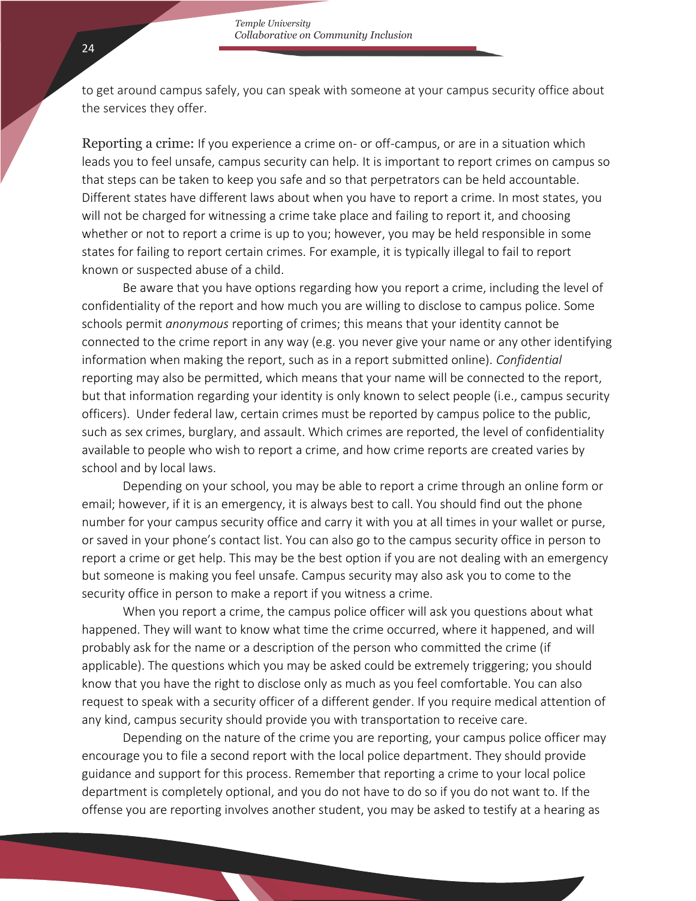to get around campus safely, you can speak with someone at your campus security office about the services they offer.

Reporting a crime: If you experience a crime on- or off-campus, or are in a situation which leads you to feel unsafe, campus security can help. It is important to report crimes on campus so that steps can be taken to keep you safe and so that perpetrators can be held accountable. Different states have different laws about when you have to report a crime. In most states, you will not be charged for witnessing a crime take place and failing to report it, and choosing whether or not to report a crime is up to you; however, you may be held responsible in some states for failing to report certain crimes. For example, it is typically illegal to fail to report known or suspected abuse of a child.

Be aware that you have options regarding how you report a crime, including the level of confidentiality of the report and how much you are willing to disclose to campus police. Some schools permit *anonymous* reporting of crimes; this means that your identity cannot be connected to the crime report in any way (e.g. you never give your name or any other identifying information when making the report, such as in a report submitted online). *Confidential* reporting may also be permitted, which means that your name will be connected to the report, but that information regarding your identity is only known to select people (i.e., campus security officers). Under federal law, certain crimes must be reported by campus police to the public, such as sex crimes, burglary, and assault. Which crimes are reported, the level of confidentiality available to people who wish to report a crime, and how crime reports are created varies by school and by local laws.

Depending on your school, you may be able to report a crime through an online form or email; however, if it is an emergency, it is always best to call. You should find out the phone number for your campus security office and carry it with you at all times in your wallet or purse, or saved in your phone's contact list. You can also go to the campus security office in person to report a crime or get help. This may be the best option if you are not dealing with an emergency but someone is making you feel unsafe. Campus security may also ask you to come to the security office in person to make a report if you witness a crime.

When you report a crime, the campus police officer will ask you questions about what happened. They will want to know what time the crime occurred, where it happened, and will probably ask for the name or a description of the person who committed the crime (if applicable). The questions which you may be asked could be extremely triggering; you should know that you have the right to disclose only as much as you feel comfortable. You can also request to speak with a security officer of a different gender. If you require medical attention of any kind, campus security should provide you with transportation to receive care.

Depending on the nature of the crime you are reporting, your campus police officer may encourage you to file a second report with the local police department. They should provide guidance and support for this process. Remember that reporting a crime to your local police department is completely optional, and you do not have to do so if you do not want to. If the offense you are reporting involves another student, you may be asked to testify at a hearing as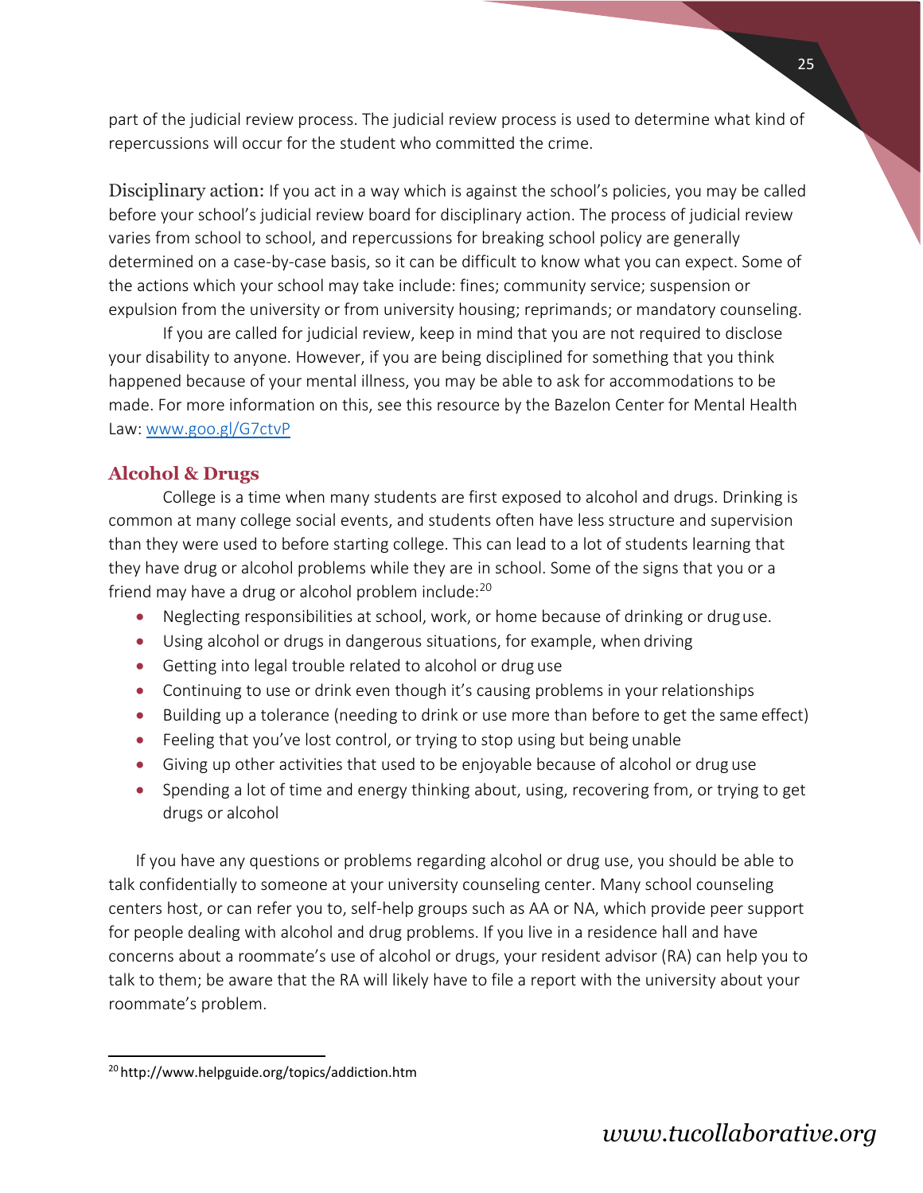part of the judicial review process. The judicial review process is used to determine what kind of repercussions will occur for the student who committed the crime.

Disciplinary action: If you act in a way which is against the school's policies, you may be called before your school's judicial review board for disciplinary action. The process of judicial review varies from school to school, and repercussions for breaking school policy are generally determined on a case-by-case basis, so it can be difficult to know what you can expect. Some of the actions which your school may take include: fines; community service; suspension or expulsion from the university or from university housing; reprimands; or mandatory counseling.

If you are called for judicial review, keep in mind that you are not required to disclose your disability to anyone. However, if you are being disciplined for something that you think happened because of your mental illness, you may be able to ask for accommodations to be made. For more information on this, see this resource by the Bazelon Center for Mental Health Law: [www.goo.gl/G7ctvP](www.goo.gl/G7ctvP)

## Alcohol & Drugs

College is a time when many students are first exposed to alcohol and drugs. Drinking is common at many college social events, and students often have less structure and supervision than they were used to before starting college. This can lead to a lot of students learning that they have drug or alcohol problems while they are in school. Some of the signs that you or a friend may have a drug or alcohol problem include:[20]

- Neglecting responsibilities at school, work, or home because of drinking or drug use.
- Using alcohol or drugs in dangerous situations, for example, when driving
- Getting into legal trouble related to alcohol or drug use
- Continuing to use or drink even though it's causing problems in your relationships
- Building up a tolerance (needing to drink or use more than before to get the same effect)
- Feeling that you've lost control, or trying to stop using but being unable
- Giving up other activities that used to be enjoyable because of alcohol or drug use
- Spending a lot of time and energy thinking about, using, recovering from, or trying to get drugs or alcohol

If you have any questions or problems regarding alcohol or drug use, you should be able to talk confidentially to someone at your university counseling center. Many school counseling centers host, or can refer you to, self-help groups such as AA or NA, which provide peer support for people dealing with alcohol and drug problems. If you live in a residence hall and have concerns about a roommate's use of alcohol or drugs, your resident advisor (RA) can help you to talk to them; be aware that the RA will likely have to file a report with the university about your roommate's problem.

[20] http://www.helpguide.org/topics/addiction.htm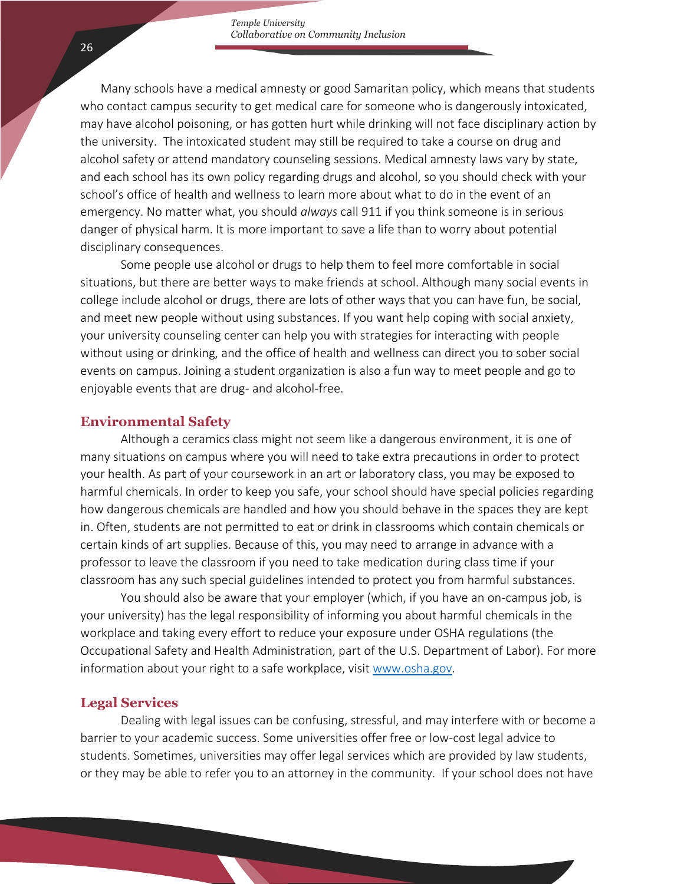Many schools have a medical amnesty or good Samaritan policy, which means that students who contact campus security to get medical care for someone who is dangerously intoxicated, may have alcohol poisoning, or has gotten hurt while drinking will not face disciplinary action by the university. The intoxicated student may still be required to take a course on drug and alcohol safety or attend mandatory counseling sessions. Medical amnesty laws vary by state, and each school has its own policy regarding drugs and alcohol, so you should check with your school's office of health and wellness to learn more about what to do in the event of an emergency. No matter what, you should *always* call 911 if you think someone is in serious danger of physical harm. It is more important to save a life than to worry about potential disciplinary consequences.

Some people use alcohol or drugs to help them to feel more comfortable in social situations, but there are better ways to make friends at school. Although many social events in college include alcohol or drugs, there are lots of other ways that you can have fun, be social, and meet new people without using substances. If you want help coping with social anxiety, your university counseling center can help you with strategies for interacting with people without using or drinking, and the office of health and wellness can direct you to sober social events on campus. Joining a student organization is also a fun way to meet people and go to enjoyable events that are drug- and alcohol-free.

## Environmental Safety

Although a ceramics class might not seem like a dangerous environment, it is one of many situations on campus where you will need to take extra precautions in order to protect your health. As part of your coursework in an art or laboratory class, you may be exposed to harmful chemicals. In order to keep you safe, your school should have special policies regarding how dangerous chemicals are handled and how you should behave in the spaces they are kept in. Often, students are not permitted to eat or drink in classrooms which contain chemicals or certain kinds of art supplies. Because of this, you may need to arrange in advance with a professor to leave the classroom if you need to take medication during class time if your classroom has any such special guidelines intended to protect you from harmful substances.

You should also be aware that your employer (which, if you have an on-campus job, is your university) has the legal responsibility of informing you about harmful chemicals in the workplace and taking every effort to reduce your exposure under OSHA regulations (the Occupational Safety and Health Administration, part of the U.S. Department of Labor). For more information about your right to a safe workplace, visit www.osha.gov.

## Legal Services

Dealing with legal issues can be confusing, stressful, and may interfere with or become a barrier to your academic success. Some universities offer free or low-cost legal advice to students. Sometimes, universities may offer legal services which are provided by law students, or they may be able to refer you to an attorney in the community. If your school does not have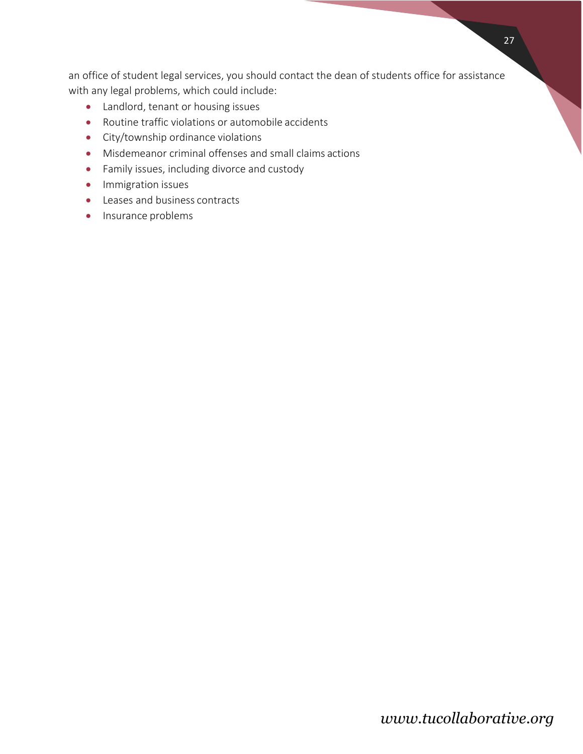an office of student legal services, you should contact the dean of students office for assistance with any legal problems, which could include:

- Landlord, tenant or housing issues
- Routine traffic violations or automobile accidents
- City/township ordinance violations
- Misdemeanor criminal offenses and small claims actions
- Family issues, including divorce and custody
- Immigration issues
- Leases and business contracts
- Insurance problems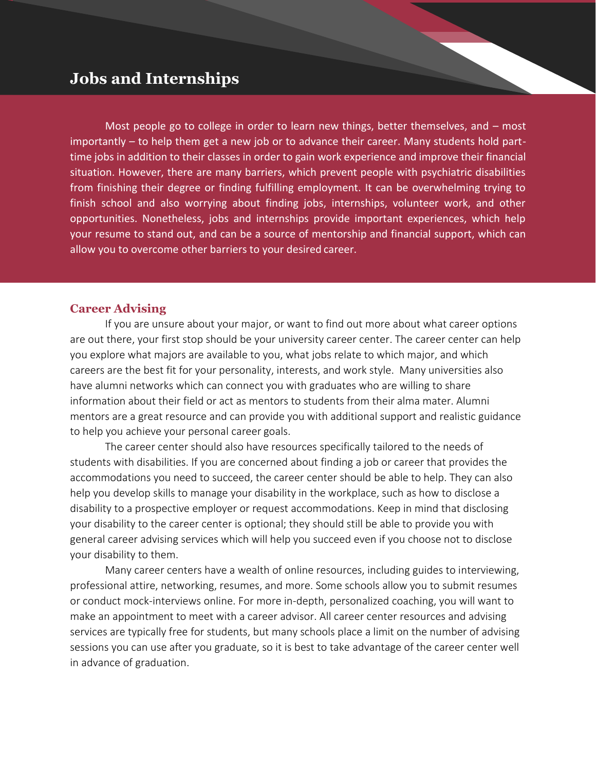# Jobs and Internships

Most people go to college in order to learn new things, better themselves, and – most importantly – to help them get a new job or to advance their career. Many students hold part-time jobs in addition to their classes in order to gain work experience and improve their financial situation. However, there are many barriers, which prevent people with psychiatric disabilities from finishing their degree or finding fulfilling employment. It can be overwhelming trying to finish school and also worrying about finding jobs, internships, volunteer work, and other opportunities. Nonetheless, jobs and internships provide important experiences, which help your resume to stand out, and can be a source of mentorship and financial support, which can allow you to overcome other barriers to your desired career.

## Career Advising

If you are unsure about your major, or want to find out more about what career options are out there, your first stop should be your university career center. The career center can help you explore what majors are available to you, what jobs relate to which major, and which careers are the best fit for your personality, interests, and work style. Many universities also have alumni networks which can connect you with graduates who are willing to share information about their field or act as mentors to students from their alma mater. Alumni mentors are a great resource and can provide you with additional support and realistic guidance to help you achieve your personal career goals.

The career center should also have resources specifically tailored to the needs of students with disabilities. If you are concerned about finding a job or career that provides the accommodations you need to succeed, the career center should be able to help. They can also help you develop skills to manage your disability in the workplace, such as how to disclose a disability to a prospective employer or request accommodations. Keep in mind that disclosing your disability to the career center is optional; they should still be able to provide you with general career advising services which will help you succeed even if you choose not to disclose your disability to them.

Many career centers have a wealth of online resources, including guides to interviewing, professional attire, networking, resumes, and more. Some schools allow you to submit resumes or conduct mock-interviews online. For more in-depth, personalized coaching, you will want to make an appointment to meet with a career advisor. All career center resources and advising services are typically free for students, but many schools place a limit on the number of advising sessions you can use after you graduate, so it is best to take advantage of the career center well in advance of graduation.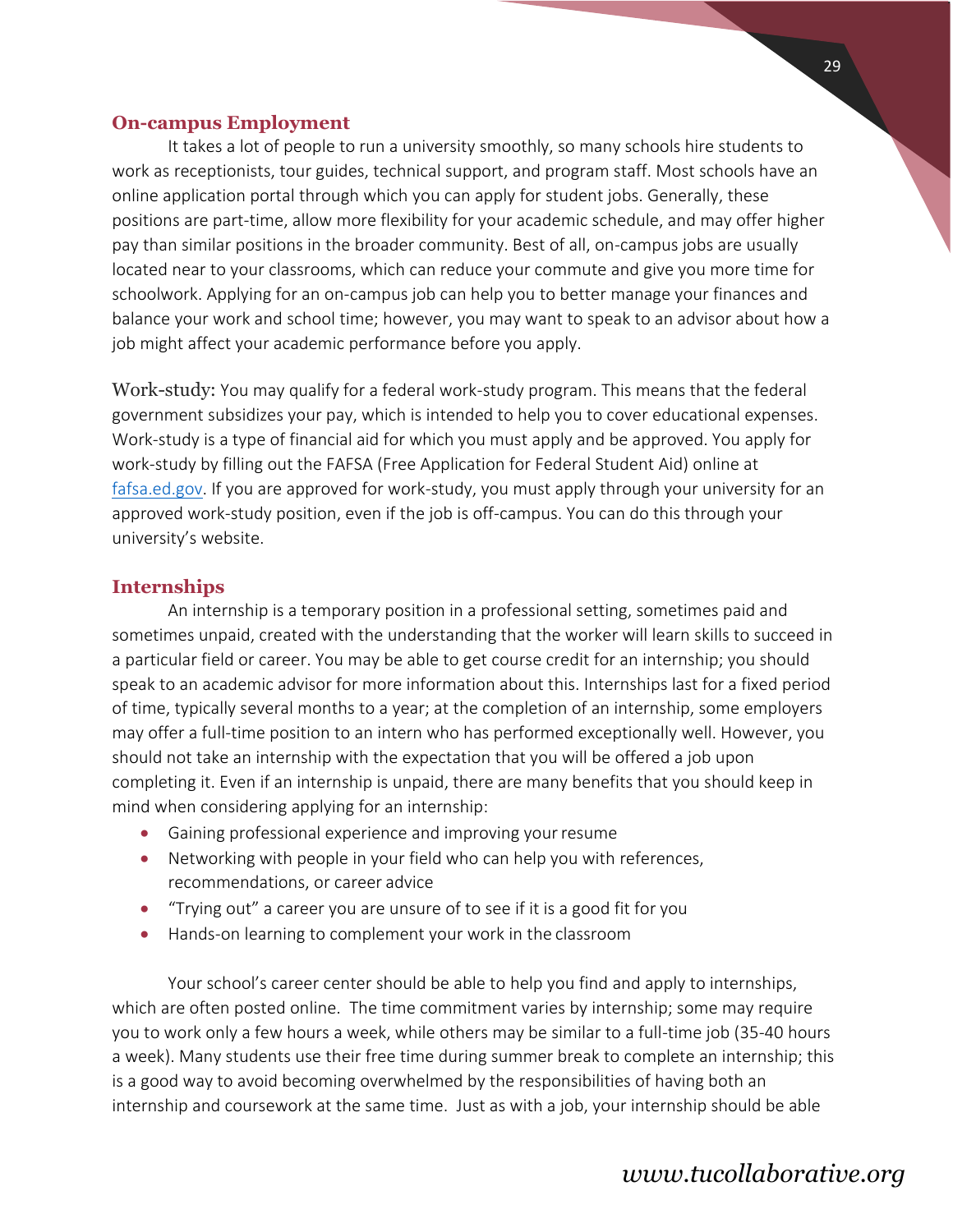## On-campus Employment

It takes a lot of people to run a university smoothly, so many schools hire students to work as receptionists, tour guides, technical support, and program staff. Most schools have an online application portal through which you can apply for student jobs. Generally, these positions are part-time, allow more flexibility for your academic schedule, and may offer higher pay than similar positions in the broader community. Best of all, on-campus jobs are usually located near to your classrooms, which can reduce your commute and give you more time for schoolwork. Applying for an on-campus job can help you to better manage your finances and balance your work and school time; however, you may want to speak to an advisor about how a job might affect your academic performance before you apply.

Work-study: You may qualify for a federal work-study program. This means that the federal government subsidizes your pay, which is intended to help you to cover educational expenses. Work-study is a type of financial aid for which you must apply and be approved. You apply for work-study by filling out the FAFSA (Free Application for Federal Student Aid) online at fafsa.ed.gov. If you are approved for work-study, you must apply through your university for an approved work-study position, even if the job is off-campus. You can do this through your university's website.

## Internships

An internship is a temporary position in a professional setting, sometimes paid and sometimes unpaid, created with the understanding that the worker will learn skills to succeed in a particular field or career. You may be able to get course credit for an internship; you should speak to an academic advisor for more information about this. Internships last for a fixed period of time, typically several months to a year; at the completion of an internship, some employers may offer a full-time position to an intern who has performed exceptionally well. However, you should not take an internship with the expectation that you will be offered a job upon completing it. Even if an internship is unpaid, there are many benefits that you should keep in mind when considering applying for an internship:

- Gaining professional experience and improving your resume
- Networking with people in your field who can help you with references, recommendations, or career advice
- "Trying out" a career you are unsure of to see if it is a good fit for you
- Hands-on learning to complement your work in the classroom

Your school's career center should be able to help you find and apply to internships, which are often posted online. The time commitment varies by internship; some may require you to work only a few hours a week, while others may be similar to a full-time job (35-40 hours a week). Many students use their free time during summer break to complete an internship; this is a good way to avoid becoming overwhelmed by the responsibilities of having both an internship and coursework at the same time. Just as with a job, your internship should be able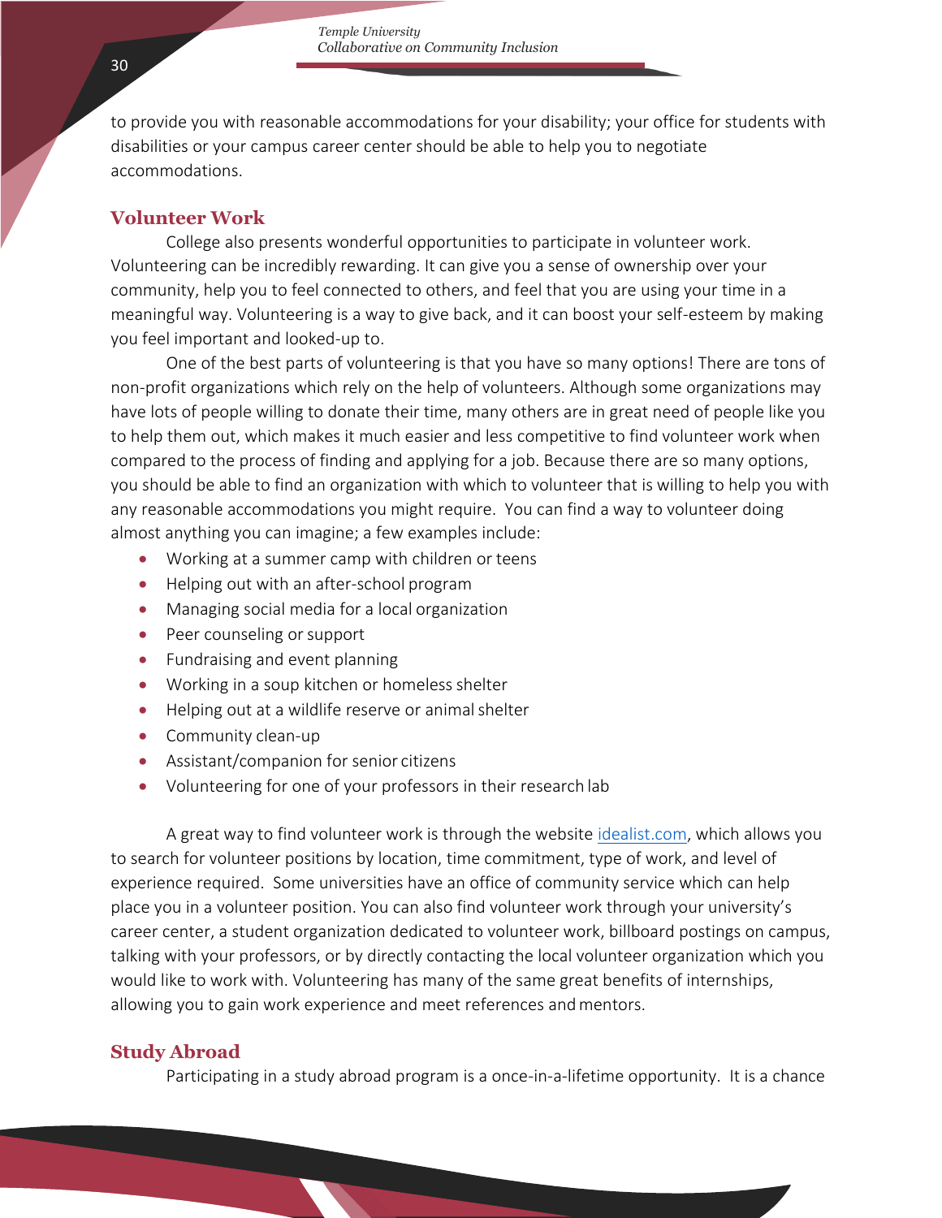to provide you with reasonable accommodations for your disability; your office for students with disabilities or your campus career center should be able to help you to negotiate accommodations.

## Volunteer Work

College also presents wonderful opportunities to participate in volunteer work. Volunteering can be incredibly rewarding. It can give you a sense of ownership over your community, help you to feel connected to others, and feel that you are using your time in a meaningful way. Volunteering is a way to give back, and it can boost your self-esteem by making you feel important and looked-up to.

One of the best parts of volunteering is that you have so many options! There are tons of non-profit organizations which rely on the help of volunteers. Although some organizations may have lots of people willing to donate their time, many others are in great need of people like you to help them out, which makes it much easier and less competitive to find volunteer work when compared to the process of finding and applying for a job. Because there are so many options, you should be able to find an organization with which to volunteer that is willing to help you with any reasonable accommodations you might require. You can find a way to volunteer doing almost anything you can imagine; a few examples include:

- Working at a summer camp with children or teens
- Helping out with an after-school program
- Managing social media for a local organization
- Peer counseling or support
- Fundraising and event planning
- Working in a soup kitchen or homeless shelter
- Helping out at a wildlife reserve or animal shelter
- Community clean-up
- Assistant/companion for senior citizens
- Volunteering for one of your professors in their research lab

A great way to find volunteer work is through the website idealist.com, which allows you to search for volunteer positions by location, time commitment, type of work, and level of experience required. Some universities have an office of community service which can help place you in a volunteer position. You can also find volunteer work through your university's career center, a student organization dedicated to volunteer work, billboard postings on campus, talking with your professors, or by directly contacting the local volunteer organization which you would like to work with. Volunteering has many of the same great benefits of internships, allowing you to gain work experience and meet references and mentors.

## Study Abroad

Participating in a study abroad program is a once-in-a-lifetime opportunity. It is a chance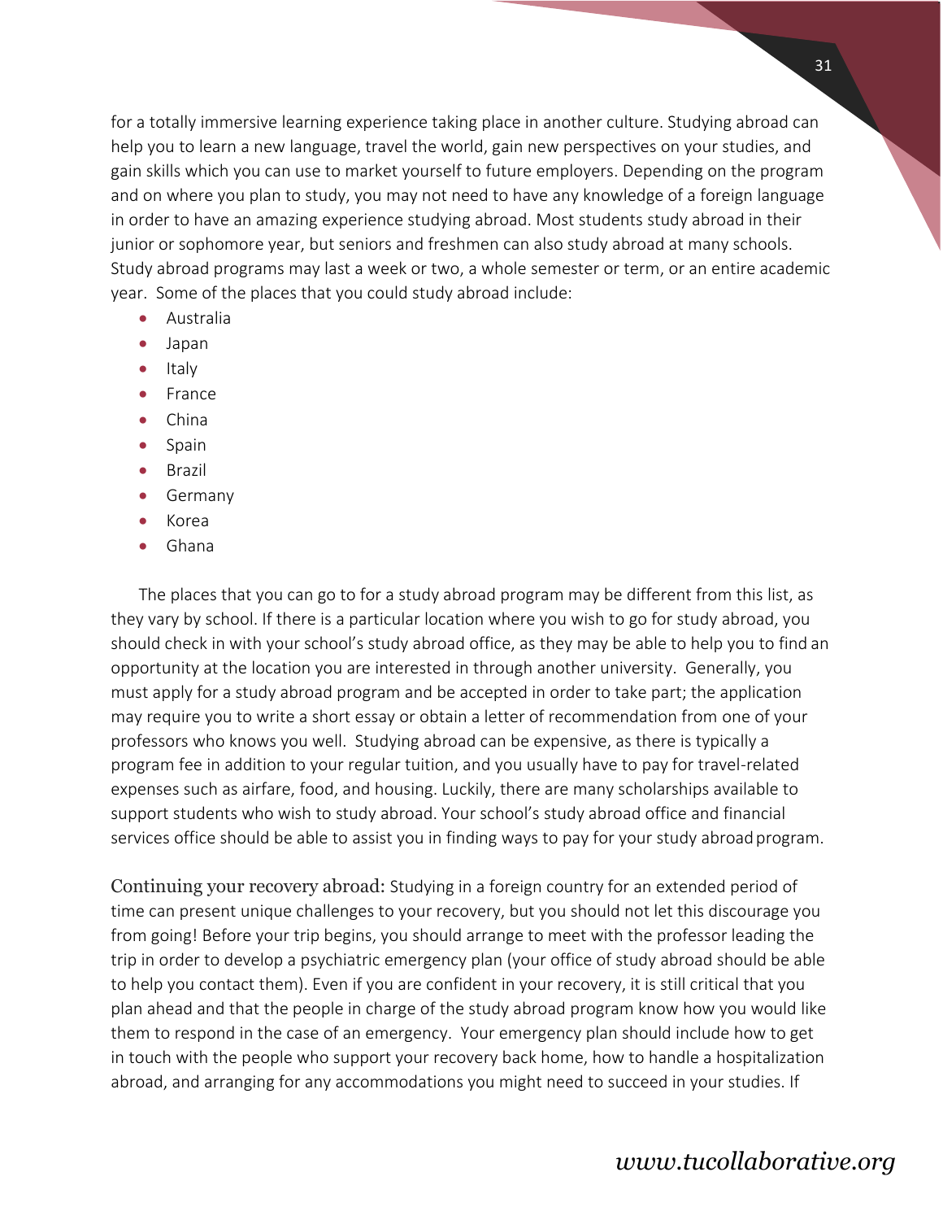for a totally immersive learning experience taking place in another culture. Studying abroad can help you to learn a new language, travel the world, gain new perspectives on your studies, and gain skills which you can use to market yourself to future employers. Depending on the program and on where you plan to study, you may not need to have any knowledge of a foreign language in order to have an amazing experience studying abroad. Most students study abroad in their junior or sophomore year, but seniors and freshmen can also study abroad at many schools. Study abroad programs may last a week or two, a whole semester or term, or an entire academic year. Some of the places that you could study abroad include:

- Australia
- Japan
- Italy
- France
- China
- Spain
- Brazil
- Germany
- Korea
- Ghana

The places that you can go to for a study abroad program may be different from this list, as they vary by school. If there is a particular location where you wish to go for study abroad, you should check in with your school's study abroad office, as they may be able to help you to find an opportunity at the location you are interested in through another university. Generally, you must apply for a study abroad program and be accepted in order to take part; the application may require you to write a short essay or obtain a letter of recommendation from one of your professors who knows you well. Studying abroad can be expensive, as there is typically a program fee in addition to your regular tuition, and you usually have to pay for travel-related expenses such as airfare, food, and housing. Luckily, there are many scholarships available to support students who wish to study abroad. Your school's study abroad office and financial services office should be able to assist you in finding ways to pay for your study abroad program.

Continuing your recovery abroad: Studying in a foreign country for an extended period of time can present unique challenges to your recovery, but you should not let this discourage you from going! Before your trip begins, you should arrange to meet with the professor leading the trip in order to develop a psychiatric emergency plan (your office of study abroad should be able to help you contact them). Even if you are confident in your recovery, it is still critical that you plan ahead and that the people in charge of the study abroad program know how you would like them to respond in the case of an emergency. Your emergency plan should include how to get in touch with the people who support your recovery back home, how to handle a hospitalization abroad, and arranging for any accommodations you might need to succeed in your studies. If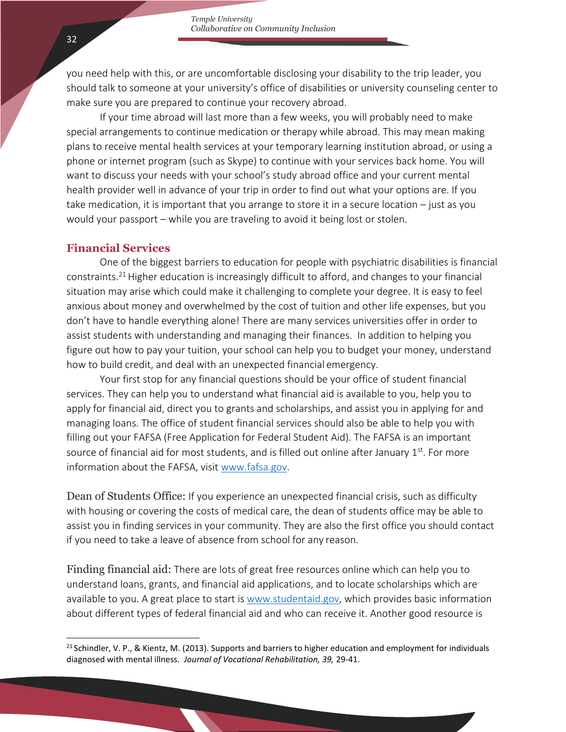you need help with this, or are uncomfortable disclosing your disability to the trip leader, you should talk to someone at your university's office of disabilities or university counseling center to make sure you are prepared to continue your recovery abroad.

If your time abroad will last more than a few weeks, you will probably need to make special arrangements to continue medication or therapy while abroad. This may mean making plans to receive mental health services at your temporary learning institution abroad, or using a phone or internet program (such as Skype) to continue with your services back home. You will want to discuss your needs with your school's study abroad office and your current mental health provider well in advance of your trip in order to find out what your options are. If you take medication, it is important that you arrange to store it in a secure location – just as you would your passport – while you are traveling to avoid it being lost or stolen.

## Financial Services

One of the biggest barriers to education for people with psychiatric disabilities is financial constraints.[21] Higher education is increasingly difficult to afford, and changes to your financial situation may arise which could make it challenging to complete your degree. It is easy to feel anxious about money and overwhelmed by the cost of tuition and other life expenses, but you don't have to handle everything alone! There are many services universities offer in order to assist students with understanding and managing their finances. In addition to helping you figure out how to pay your tuition, your school can help you to budget your money, understand how to build credit, and deal with an unexpected financial emergency.

Your first stop for any financial questions should be your office of student financial services. They can help you to understand what financial aid is available to you, help you to apply for financial aid, direct you to grants and scholarships, and assist you in applying for and managing loans. The office of student financial services should also be able to help you with filling out your FAFSA (Free Application for Federal Student Aid). The FAFSA is an important source of financial aid for most students, and is filled out online after January 1st. For more information about the FAFSA, visit [www.fafsa.gov](http://www.fafsa.gov).

Dean of Students Office: If you experience an unexpected financial crisis, such as difficulty with housing or covering the costs of medical care, the dean of students office may be able to assist you in finding services in your community. They are also the first office you should contact if you need to take a leave of absence from school for any reason.

Finding financial aid: There are lots of great free resources online which can help you to understand loans, grants, and financial aid applications, and to locate scholarships which are available to you. A great place to start is [www.studentaid.gov](http://www.studentaid.gov), which provides basic information about different types of federal financial aid and who can receive it. Another good resource is

---

[21] Schindler, V. P., & Kientz, M. (2013). Supports and barriers to higher education and employment for individuals diagnosed with mental illness. *Journal of Vocational Rehabilitation, 39,* 29-41.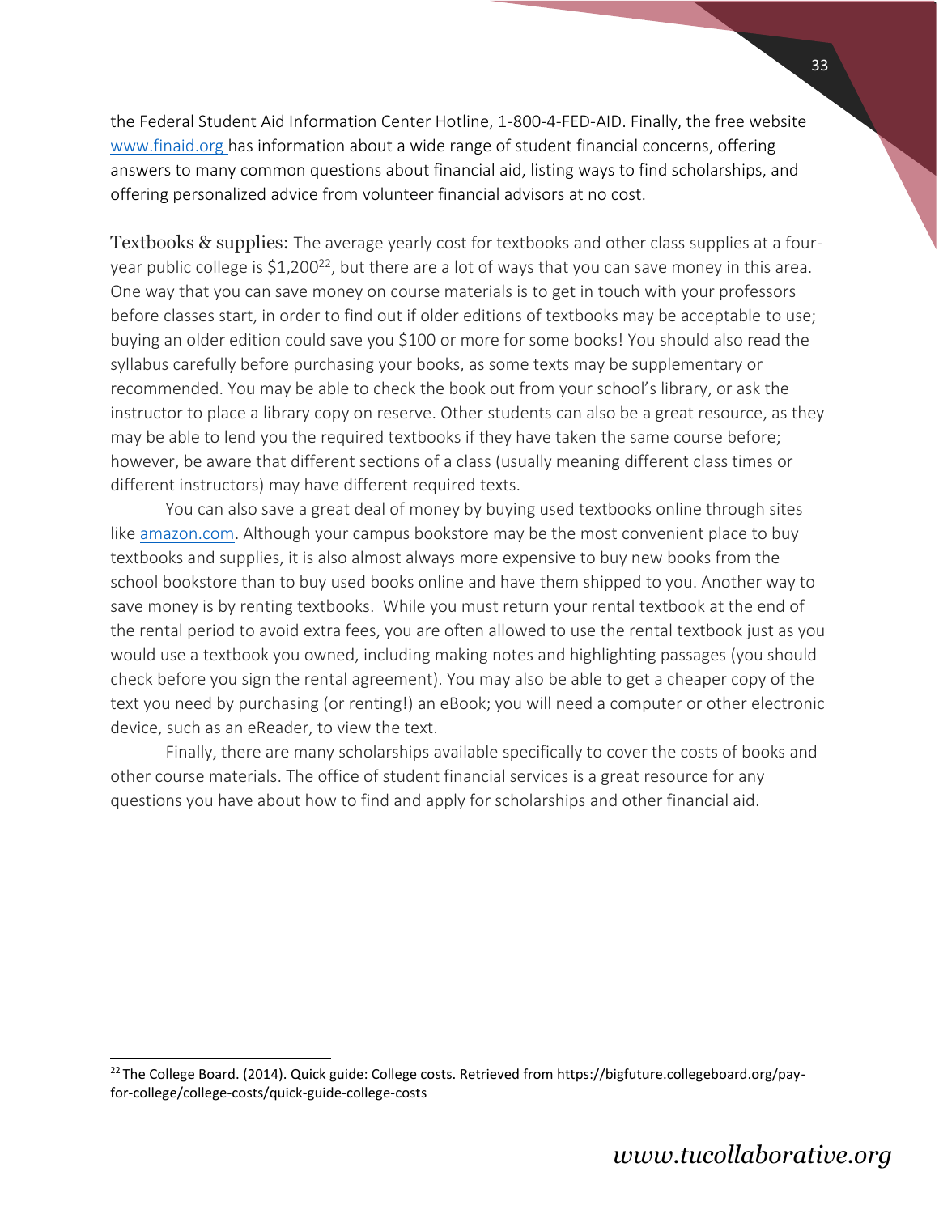the Federal Student Aid Information Center Hotline, 1-800-4-FED-AID. Finally, the free website [www.finaid.org](www.finaid.org) has information about a wide range of student financial concerns, offering answers to many common questions about financial aid, listing ways to find scholarships, and offering personalized advice from volunteer financial advisors at no cost.

Textbooks & supplies: The average yearly cost for textbooks and other class supplies at a four-year public college is $1,200[22], but there are a lot of ways that you can save money in this area. One way that you can save money on course materials is to get in touch with your professors before classes start, in order to find out if older editions of textbooks may be acceptable to use; buying an older edition could save you $100 or more for some books! You should also read the syllabus carefully before purchasing your books, as some texts may be supplementary or recommended. You may be able to check the book out from your school's library, or ask the instructor to place a library copy on reserve. Other students can also be a great resource, as they may be able to lend you the required textbooks if they have taken the same course before; however, be aware that different sections of a class (usually meaning different class times or different instructors) may have different required texts.

You can also save a great deal of money by buying used textbooks online through sites like [amazon.com](amazon.com). Although your campus bookstore may be the most convenient place to buy textbooks and supplies, it is also almost always more expensive to buy new books from the school bookstore than to buy used books online and have them shipped to you. Another way to save money is by renting textbooks. While you must return your rental textbook at the end of the rental period to avoid extra fees, you are often allowed to use the rental textbook just as you would use a textbook you owned, including making notes and highlighting passages (you should check before you sign the rental agreement). You may also be able to get a cheaper copy of the text you need by purchasing (or renting!) an eBook; you will need a computer or other electronic device, such as an eReader, to view the text.

Finally, there are many scholarships available specifically to cover the costs of books and other course materials. The office of student financial services is a great resource for any questions you have about how to find and apply for scholarships and other financial aid.

---

[22] The College Board. (2014). Quick guide: College costs. Retrieved from https://bigfuture.collegeboard.org/pay-for-college/college-costs/quick-guide-college-costs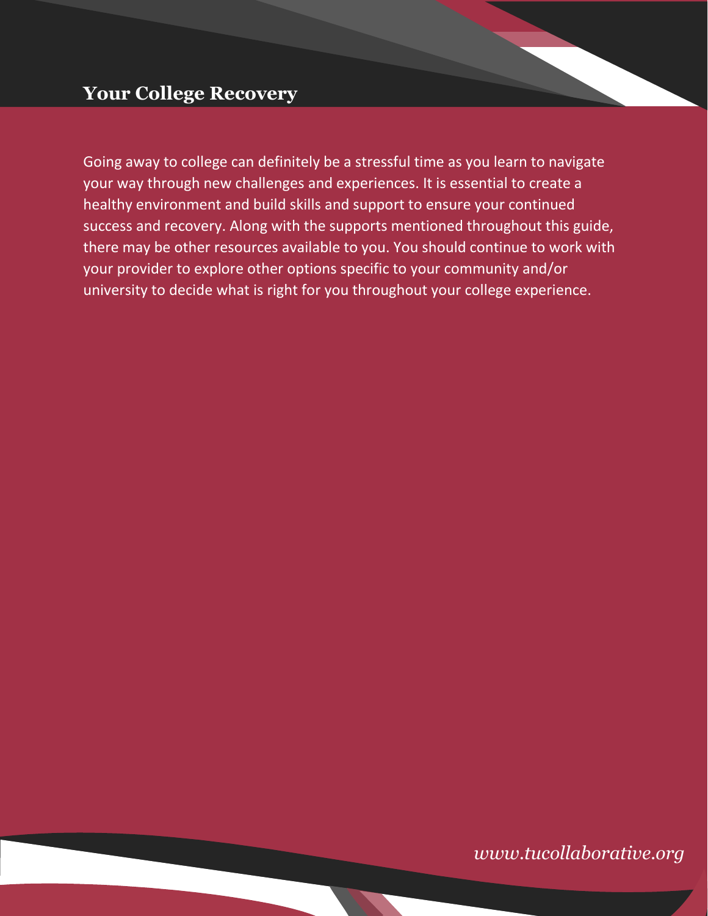## Your College Recovery

Going away to college can definitely be a stressful time as you learn to navigate your way through new challenges and experiences. It is essential to create a healthy environment and build skills and support to ensure your continued success and recovery. Along with the supports mentioned throughout this guide, there may be other resources available to you. You should continue to work with your provider to explore other options specific to your community and/or university to decide what is right for you throughout your college experience.

*www.tucollaborative.org*